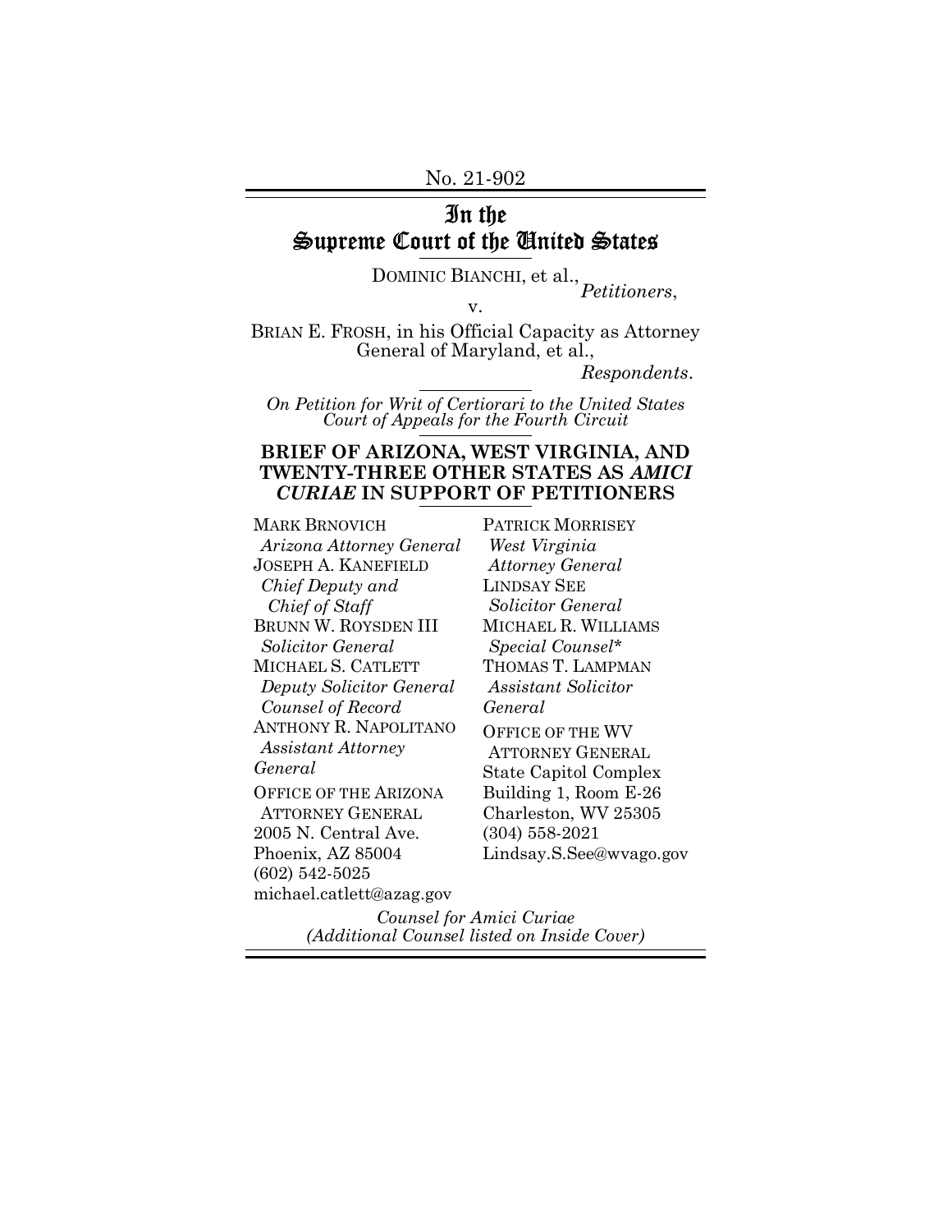No. 21-902

# In the Supreme Court of the United States

DOMINIC BIANCHI, et al.,
*Petitioners*,

v.

BRIAN E. FROSH, in his Official Capacity as Attorney General of Maryland, et al.,
*Respondents*.

*On Petition for Writ of Certiorari to the United States Court of Appeals for the Fourth Circuit*

## BRIEF OF ARIZONA, WEST VIRGINIA, AND TWENTY-THREE OTHER STATES AS *AMICI CURIAE* IN SUPPORT OF PETITIONERS

MARK BRNOVICH
*Arizona Attorney General*
JOSEPH A. KANEFIELD
*Chief Deputy and Chief of Staff*
BRUNN W. ROYSDEN III
*Solicitor General*
MICHAEL S. CATLETT
*Deputy Solicitor General*
*Counsel of Record*
ANTHONY R. NAPOLITANO
*Assistant Attorney General*
OFFICE OF THE ARIZONA ATTORNEY GENERAL
2005 N. Central Ave.
Phoenix, AZ 85004
(602) 542-5025
michael.catlett@azag.gov

PATRICK MORRISEY
*West Virginia Attorney General*
LINDSAY SEE
*Solicitor General*
MICHAEL R. WILLIAMS
*Special Counsel\**
THOMAS T. LAMPMAN
*Assistant Solicitor General*
OFFICE OF THE WV ATTORNEY GENERAL
State Capitol Complex
Building 1, Room E-26
Charleston, WV 25305
(304) 558-2021
Lindsay.S.See@wvago.gov

*Counsel for Amici Curiae*
*(Additional Counsel listed on Inside Cover)*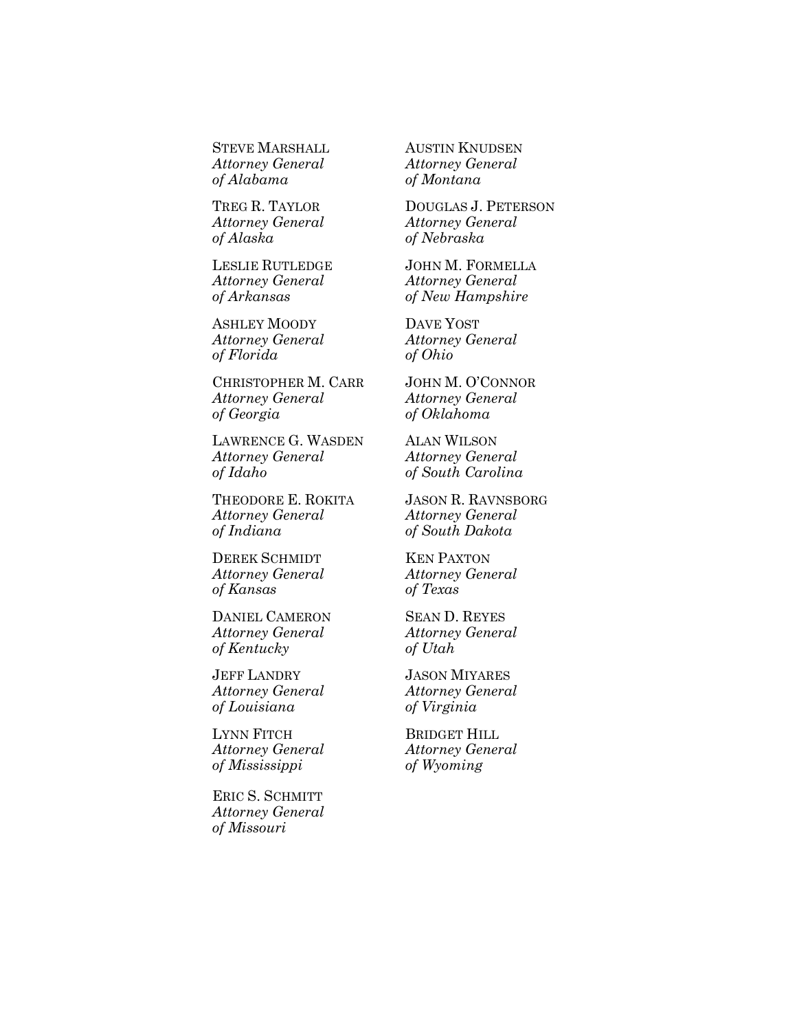STEVE MARSHALL
*Attorney General*
*of Alabama*

TREG R. TAYLOR
*Attorney General*
*of Alaska*

LESLIE RUTLEDGE
*Attorney General*
*of Arkansas*

ASHLEY MOODY
*Attorney General*
*of Florida*

CHRISTOPHER M. CARR
*Attorney General*
*of Georgia*

LAWRENCE G. WASDEN
*Attorney General*
*of Idaho*

THEODORE E. ROKITA
*Attorney General*
*of Indiana*

DEREK SCHMIDT
*Attorney General*
*of Kansas*

DANIEL CAMERON
*Attorney General*
*of Kentucky*

JEFF LANDRY
*Attorney General*
*of Louisiana*

LYNN FITCH
*Attorney General*
*of Mississippi*

ERIC S. SCHMITT
*Attorney General*
*of Missouri*

AUSTIN KNUDSEN
*Attorney General*
*of Montana*

DOUGLAS J. PETERSON
*Attorney General*
*of Nebraska*

JOHN M. FORMELLA
*Attorney General*
*of New Hampshire*

DAVE YOST
*Attorney General*
*of Ohio*

JOHN M. O'CONNOR
*Attorney General*
*of Oklahoma*

ALAN WILSON
*Attorney General*
*of South Carolina*

JASON R. RAVNSBORG
*Attorney General*
*of South Dakota*

KEN PAXTON
*Attorney General*
*of Texas*

SEAN D. REYES
*Attorney General*
*of Utah*

JASON MIYARES
*Attorney General*
*of Virginia*

BRIDGET HILL
*Attorney General*
*of Wyoming*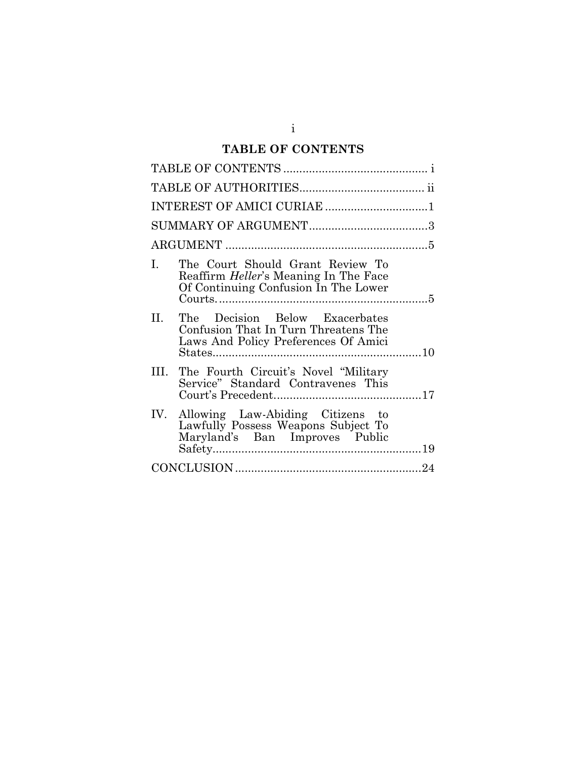## TABLE OF CONTENTS

| | |
|---|---|
| TABLE OF CONTENTS | i |
| TABLE OF AUTHORITIES | ii |
| INTEREST OF AMICI CURIAE | 1 |
| SUMMARY OF ARGUMENT | 3 |
| ARGUMENT | 5 |
| I. The Court Should Grant Review To Reaffirm *Heller*'s Meaning In The Face Of Continuing Confusion In The Lower Courts. | 5 |
| II. The Decision Below Exacerbates Confusion That In Turn Threatens The Laws And Policy Preferences Of Amici States | 10 |
| III. The Fourth Circuit's Novel "Military Service" Standard Contravenes This Court's Precedent | 17 |
| IV. Allowing Law-Abiding Citizens to Lawfully Possess Weapons Subject To Maryland's Ban Improves Public Safety | 19 |
| CONCLUSION | 24 |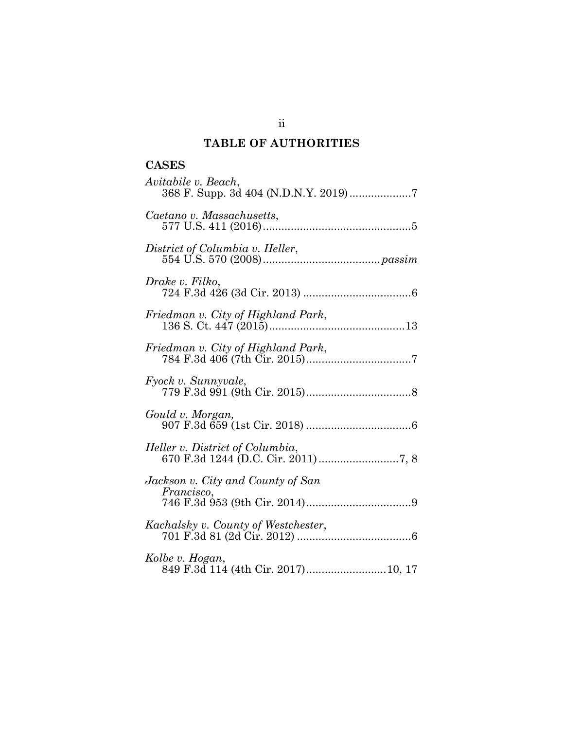## TABLE OF AUTHORITIES

### CASES

*Avitabile v. Beach*,
368 F. Supp. 3d 404 (N.D.N.Y. 2019) ....................7

*Caetano v. Massachusetts*,
577 U.S. 411 (2016) ................................................5

*District of Columbia v. Heller*,
554 U.S. 570 (2008) ..................................... *passim*

*Drake v. Filko*,
724 F.3d 426 (3d Cir. 2013) ...................................6

*Friedman v. City of Highland Park*,
136 S. Ct. 447 (2015) ............................................13

*Friedman v. City of Highland Park*,
784 F.3d 406 (7th Cir. 2015) ..................................7

*Fyock v. Sunnyvale*,
779 F.3d 991 (9th Cir. 2015) ..................................8

*Gould v. Morgan,*
907 F.3d 659 (1st Cir. 2018) ..................................6

*Heller v. District of Columbia*,
670 F.3d 1244 (D.C. Cir. 2011) ..........................7, 8

*Jackson v. City and County of San Francisco*,
746 F.3d 953 (9th Cir. 2014) ..................................9

*Kachalsky v. County of Westchester*,
701 F.3d 81 (2d Cir. 2012) .....................................6

*Kolbe v. Hogan*,
849 F.3d 114 (4th Cir. 2017) ..........................10, 17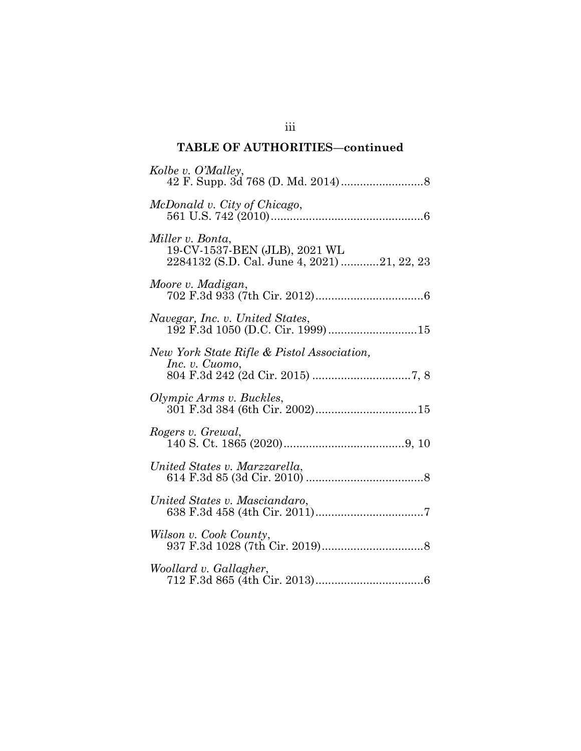## TABLE OF AUTHORITIES—continued

*Kolbe v. O'Malley*,
42 F. Supp. 3d 768 (D. Md. 2014)..........................8

*McDonald v. City of Chicago*,
561 U.S. 742 (2010)................................................6

*Miller v. Bonta*,
19-CV-1537-BEN (JLB), 2021 WL
2284132 (S.D. Cal. June 4, 2021) ............21, 22, 23

*Moore v. Madigan*,
702 F.3d 933 (7th Cir. 2012)..................................6

*Navegar, Inc. v. United States*,
192 F.3d 1050 (D.C. Cir. 1999)............................15

*New York State Rifle & Pistol Association, Inc. v. Cuomo*,
804 F.3d 242 (2d Cir. 2015) ...............................7, 8

*Olympic Arms v. Buckles*,
301 F.3d 384 (6th Cir. 2002)................................15

*Rogers v. Grewal*,
140 S. Ct. 1865 (2020)......................................9, 10

*United States v. Marzzarella*,
614 F.3d 85 (3d Cir. 2010) .....................................8

*United States v. Masciandaro*,
638 F.3d 458 (4th Cir. 2011)..................................7

*Wilson v. Cook County*,
937 F.3d 1028 (7th Cir. 2019)................................8

*Woollard v. Gallagher*,
712 F.3d 865 (4th Cir. 2013)..................................6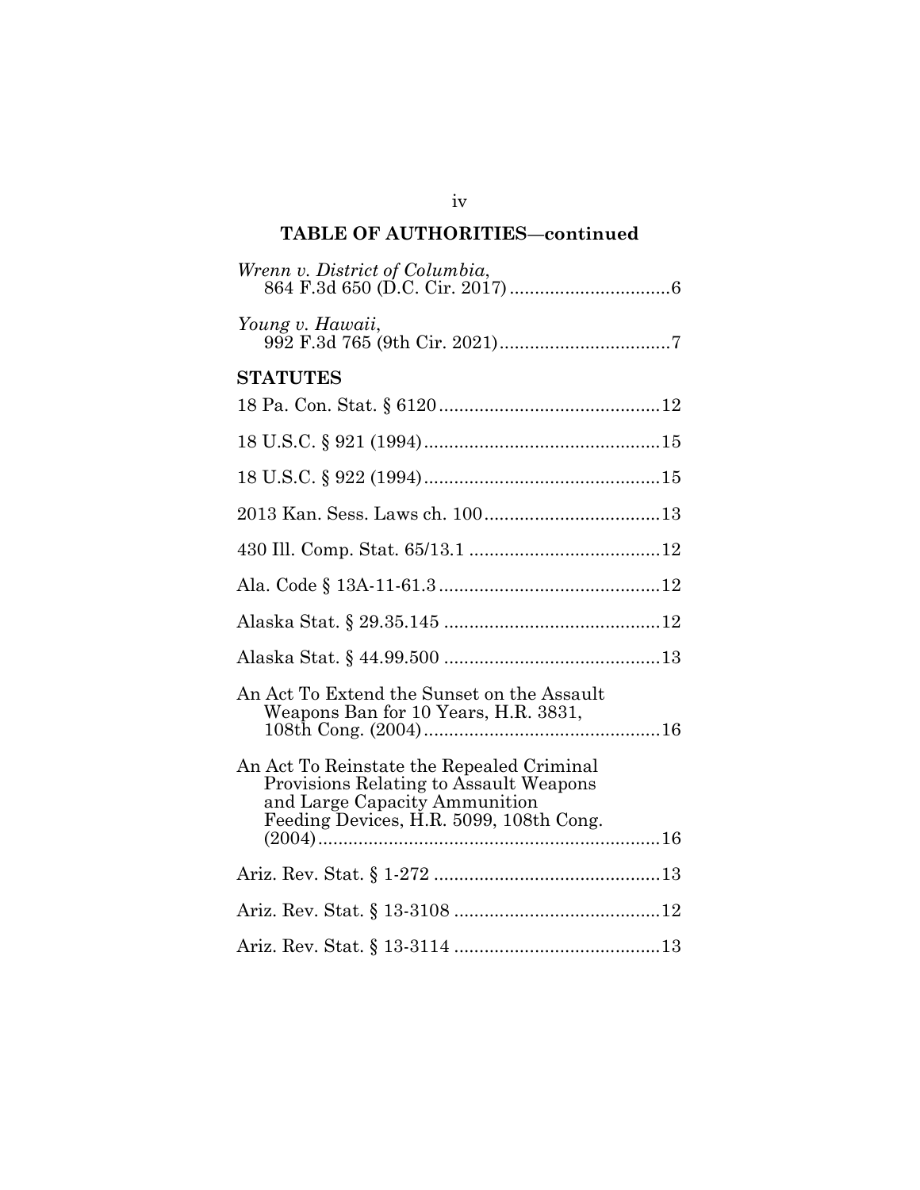## TABLE OF AUTHORITIES—continued

*Wrenn v. District of Columbia*, 864 F.3d 650 (D.C. Cir. 2017) ................................ 6

*Young v. Hawaii*, 992 F.3d 765 (9th Cir. 2021) .................................. 7

### STATUTES

18 Pa. Con. Stat. § 6120 ............................................ 12

18 U.S.C. § 921 (1994) ............................................... 15

18 U.S.C. § 922 (1994) ............................................... 15

2013 Kan. Sess. Laws ch. 100 ................................... 13

430 Ill. Comp. Stat. 65/13.1 ...................................... 12

Ala. Code § 13A-11-61.3 ............................................ 12

Alaska Stat. § 29.35.145 ........................................... 12

Alaska Stat. § 44.99.500 ........................................... 13

An Act To Extend the Sunset on the Assault Weapons Ban for 10 Years, H.R. 3831, 108th Cong. (2004) ............................................... 16

An Act To Reinstate the Repealed Criminal Provisions Relating to Assault Weapons and Large Capacity Ammunition Feeding Devices, H.R. 5099, 108th Cong. (2004) .................................................................... 16

Ariz. Rev. Stat. § 1-272 ............................................. 13

Ariz. Rev. Stat. § 13-3108 ......................................... 12

Ariz. Rev. Stat. § 13-3114 ......................................... 13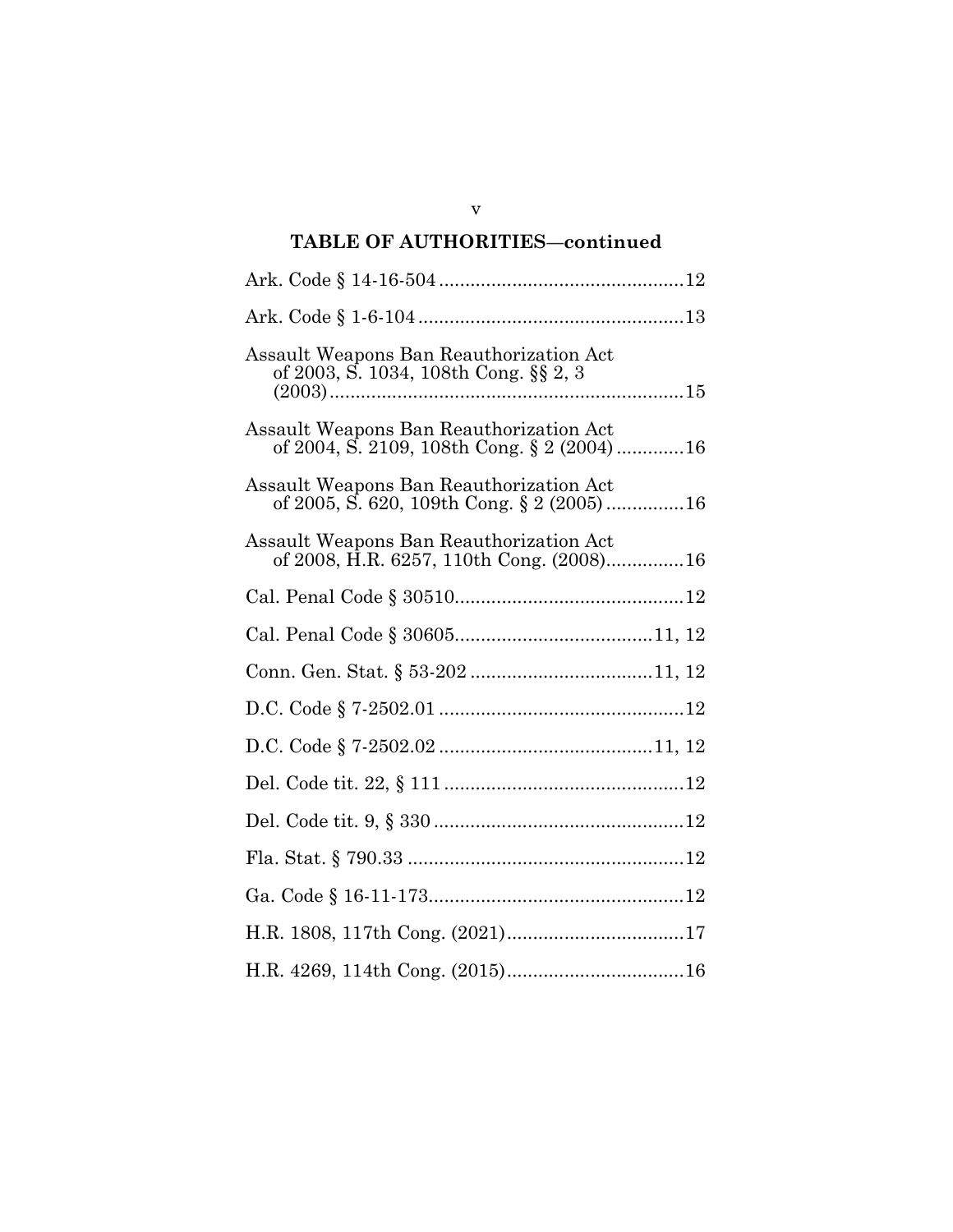## TABLE OF AUTHORITIES—continued

Ark. Code § 14-16-504 ............................................. 12

Ark. Code § 1-6-104 ................................................. 13

Assault Weapons Ban Reauthorization Act of 2003, S. 1034, 108th Cong. §§ 2, 3 (2003) ................................................................... 15

Assault Weapons Ban Reauthorization Act of 2004, S. 2109, 108th Cong. § 2 (2004) ............ 16

Assault Weapons Ban Reauthorization Act of 2005, S. 620, 109th Cong. § 2 (2005) .............. 16

Assault Weapons Ban Reauthorization Act of 2008, H.R. 6257, 110th Cong. (2008) .............. 16

Cal. Penal Code § 30510 ........................................... 12

Cal. Penal Code § 30605 ..................................... 11, 12

Conn. Gen. Stat. § 53-202 .................................. 11, 12

D.C. Code § 7-2502.01 .............................................. 12

D.C. Code § 7-2502.02 ........................................ 11, 12

Del. Code tit. 22, § 111 ............................................. 12

Del. Code tit. 9, § 330 ............................................... 12

Fla. Stat. § 790.33 .................................................... 12

Ga. Code § 16-11-173 ................................................ 12

H.R. 1808, 117th Cong. (2021) ................................. 17

H.R. 4269, 114th Cong. (2015) ................................. 16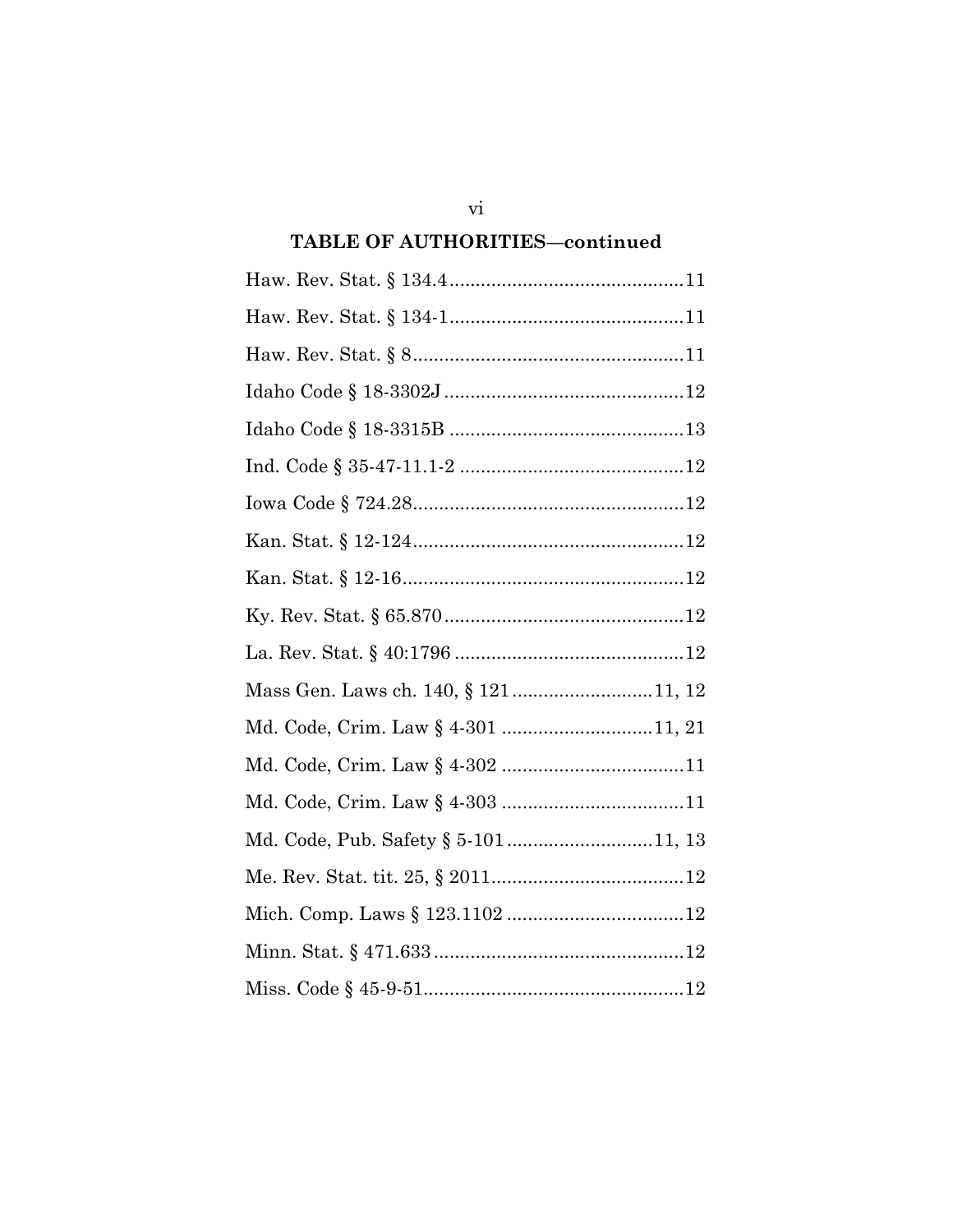## TABLE OF AUTHORITIES—continued

Haw. Rev. Stat. § 134.4 ............................................11

Haw. Rev. Stat. § 134-1............................................11

Haw. Rev. Stat. § 8...................................................11

Idaho Code § 18-3302J .............................................12

Idaho Code § 18-3315B ............................................13

Ind. Code § 35-47-11.1-2 ..........................................12

Iowa Code § 724.28...................................................12

Kan. Stat. § 12-124...................................................12

Kan. Stat. § 12-16.....................................................12

Ky. Rev. Stat. § 65.870.............................................12

La. Rev. Stat. § 40:1796 ...........................................12

Mass Gen. Laws ch. 140, § 121 ..........................11, 12

Md. Code, Crim. Law § 4-301 ............................11, 21

Md. Code, Crim. Law § 4-302 ..................................11

Md. Code, Crim. Law § 4-303 ..................................11

Md. Code, Pub. Safety § 5-101 ...........................11, 13

Me. Rev. Stat. tit. 25, § 2011....................................12

Mich. Comp. Laws § 123.1102 .................................12

Minn. Stat. § 471.633...............................................12

Miss. Code § 45-9-51.................................................12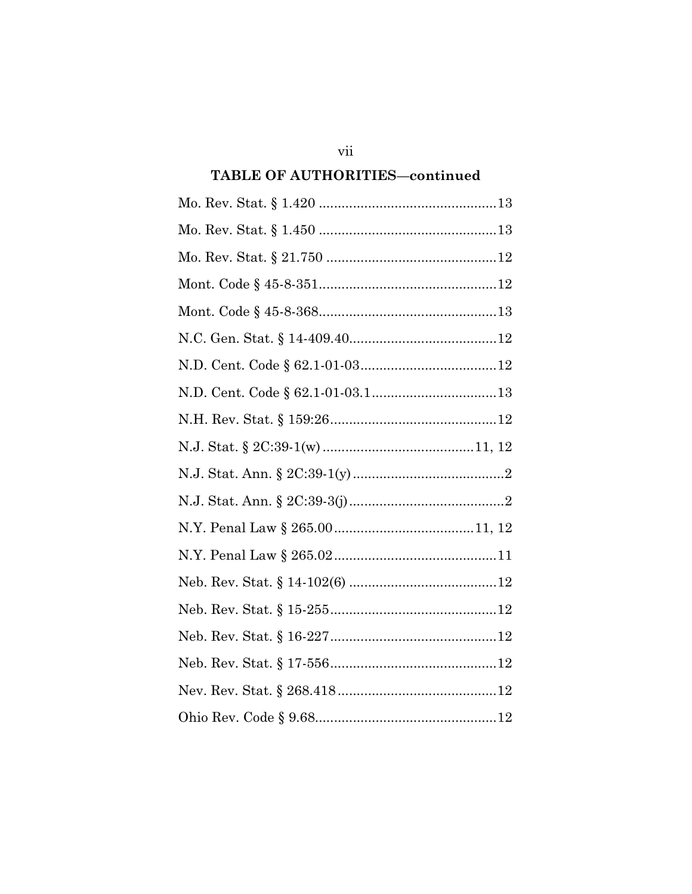**TABLE OF AUTHORITIES—continued**

Mo. Rev. Stat. § 1.420 ............................................... 13

Mo. Rev. Stat. § 1.450 ............................................... 13

Mo. Rev. Stat. § 21.750 ............................................. 12

Mont. Code § 45-8-351............................................... 12

Mont. Code § 45-8-368............................................... 13

N.C. Gen. Stat. § 14-409.40....................................... 12

N.D. Cent. Code § 62.1-01-03.................................... 12

N.D. Cent. Code § 62.1-01-03.1................................. 13

N.H. Rev. Stat. § 159:26............................................ 12

N.J. Stat. § 2C:39-1(w) ........................................ 11, 12

N.J. Stat. Ann. § 2C:39-1(y) ........................................ 2

N.J. Stat. Ann. § 2C:39-3(j) ......................................... 2

N.Y. Penal Law § 265.00 ..................................... 11, 12

N.Y. Penal Law § 265.02 ........................................... 11

Neb. Rev. Stat. § 14-102(6) ....................................... 12

Neb. Rev. Stat. § 15-255............................................ 12

Neb. Rev. Stat. § 16-227............................................ 12

Neb. Rev. Stat. § 17-556............................................ 12

Nev. Rev. Stat. § 268.418 .......................................... 12

Ohio Rev. Code § 9.68................................................ 12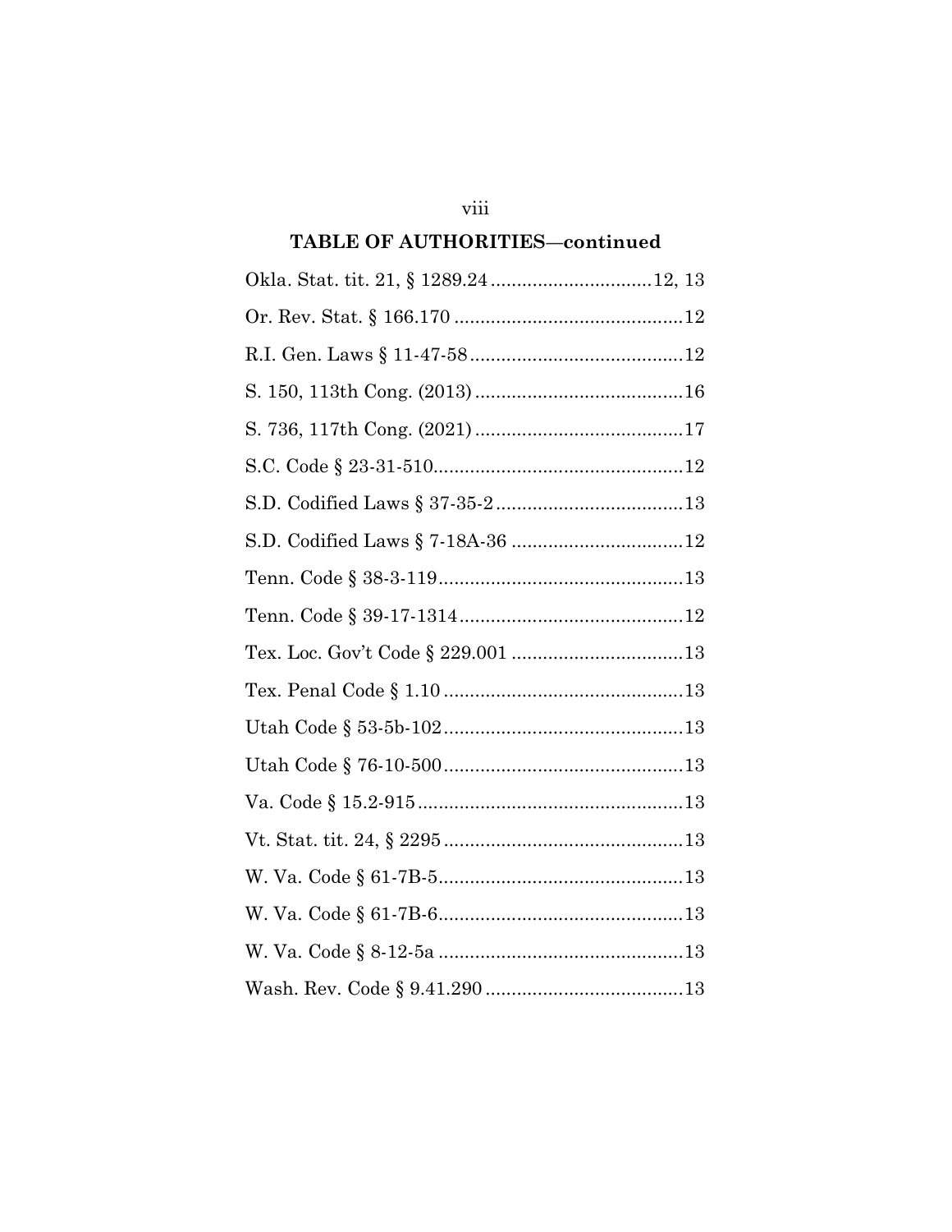## TABLE OF AUTHORITIES—continued

Okla. Stat. tit. 21, § 1289.24 ............................. 12, 13

Or. Rev. Stat. § 166.170 ............................................ 12

R.I. Gen. Laws § 11-47-58 ......................................... 12

S. 150, 113th Cong. (2013) ........................................ 16

S. 736, 117th Cong. (2021) ........................................ 17

S.C. Code § 23-31-510 ................................................ 12

S.D. Codified Laws § 37-35-2 .................................... 13

S.D. Codified Laws § 7-18A-36 ................................. 12

Tenn. Code § 38-3-119 ............................................... 13

Tenn. Code § 39-17-1314 ........................................... 12

Tex. Loc. Gov't Code § 229.001 ................................. 13

Tex. Penal Code § 1.10 .............................................. 13

Utah Code § 53-5b-102 .............................................. 13

Utah Code § 76-10-500 .............................................. 13

Va. Code § 15.2-915 ................................................... 13

Vt. Stat. tit. 24, § 2295 .............................................. 13

W. Va. Code § 61-7B-5 ............................................... 13

W. Va. Code § 61-7B-6 ............................................... 13

W. Va. Code § 8-12-5a ............................................... 13

Wash. Rev. Code § 9.41.290 ...................................... 13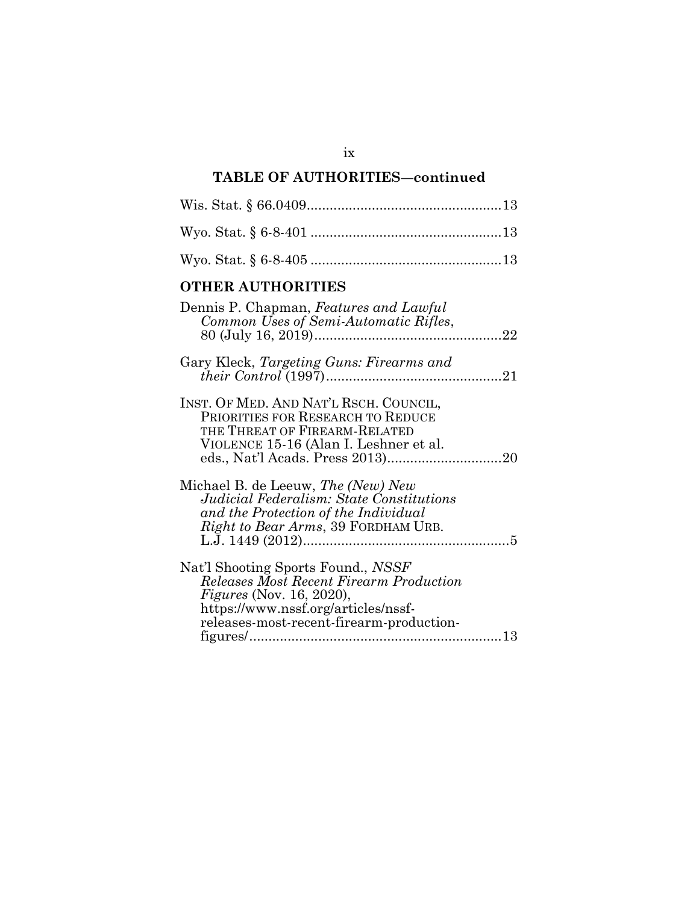**TABLE OF AUTHORITIES—continued**

Wis. Stat. § 66.0409....................................................13

Wyo. Stat. § 6-8-401 ..................................................13

Wyo. Stat. § 6-8-405 ..................................................13

## OTHER AUTHORITIES

Dennis P. Chapman, *Features and Lawful Common Uses of Semi-Automatic Rifles*, 80 (July 16, 2019)..................................................22

Gary Kleck, *Targeting Guns: Firearms and their Control* (1997)..............................................21

INST. OF MED. AND NAT'L RSCH. COUNCIL, PRIORITIES FOR RESEARCH TO REDUCE THE THREAT OF FIREARM-RELATED VIOLENCE 15-16 (Alan I. Leshner et al. eds., Nat'l Acads. Press 2013)..............................20

Michael B. de Leeuw, *The (New) New Judicial Federalism: State Constitutions and the Protection of the Individual Right to Bear Arms*, 39 FORDHAM URB. L.J. 1449 (2012)......................................................5

Nat'l Shooting Sports Found., *NSSF Releases Most Recent Firearm Production Figures* (Nov. 16, 2020), https://www.nssf.org/articles/nssf-releases-most-recent-firearm-production-figures/..................................................................13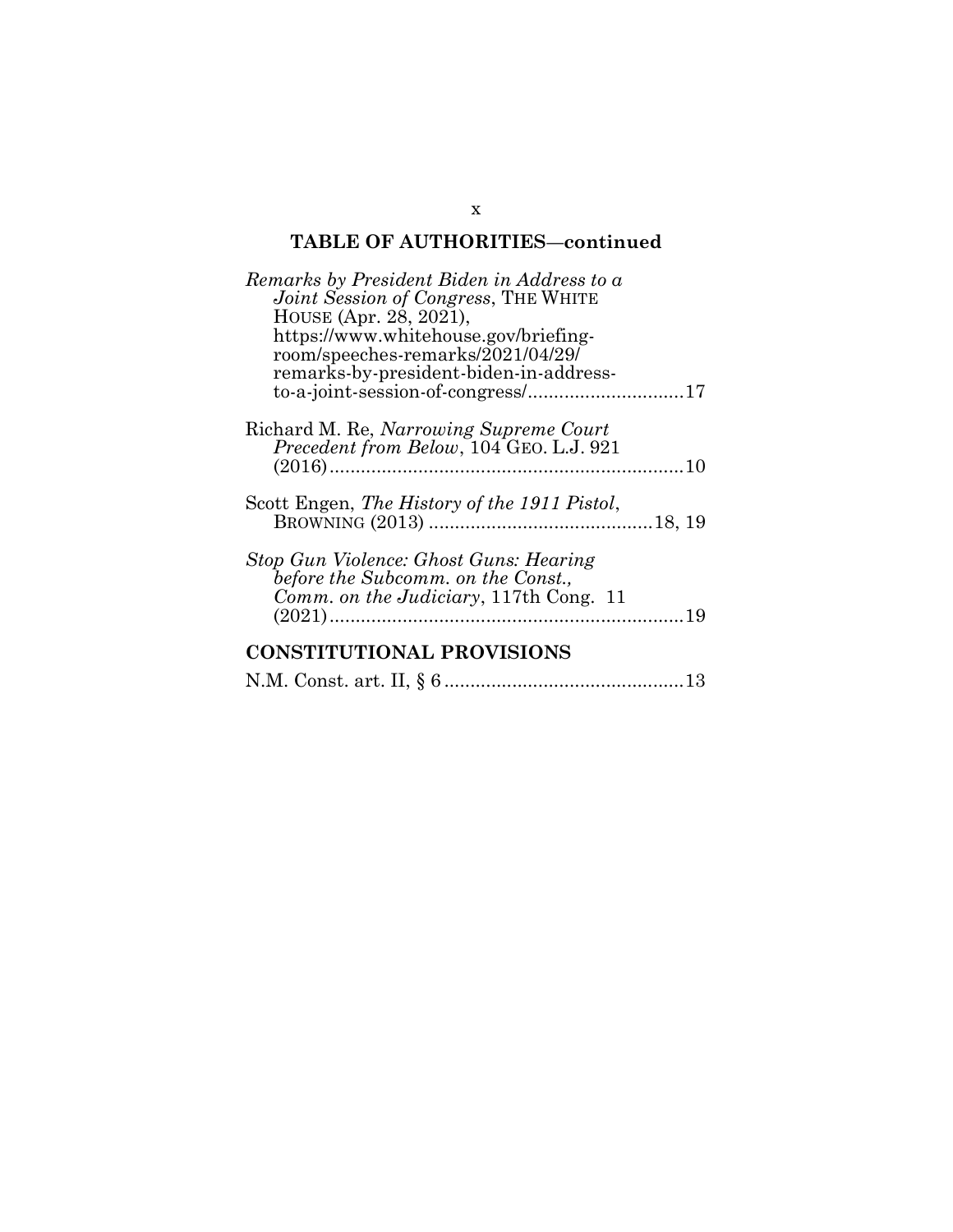## TABLE OF AUTHORITIES—continued

*Remarks by President Biden in Address to a Joint Session of Congress*, THE WHITE HOUSE (Apr. 28, 2021), https://www.whitehouse.gov/briefing-room/speeches-remarks/2021/04/29/remarks-by-president-biden-in-address-to-a-joint-session-of-congress/..............................17

Richard M. Re, *Narrowing Supreme Court Precedent from Below*, 104 GEO. L.J. 921 (2016).....................................................................10

Scott Engen, *The History of the 1911 Pistol*, BROWNING (2013) ...........................................18, 19

*Stop Gun Violence: Ghost Guns: Hearing before the Subcomm. on the Const., Comm. on the Judiciary*, 117th Cong. 11 (2021).....................................................................19

## CONSTITUTIONAL PROVISIONS

N.M. Const. art. II, § 6..............................................13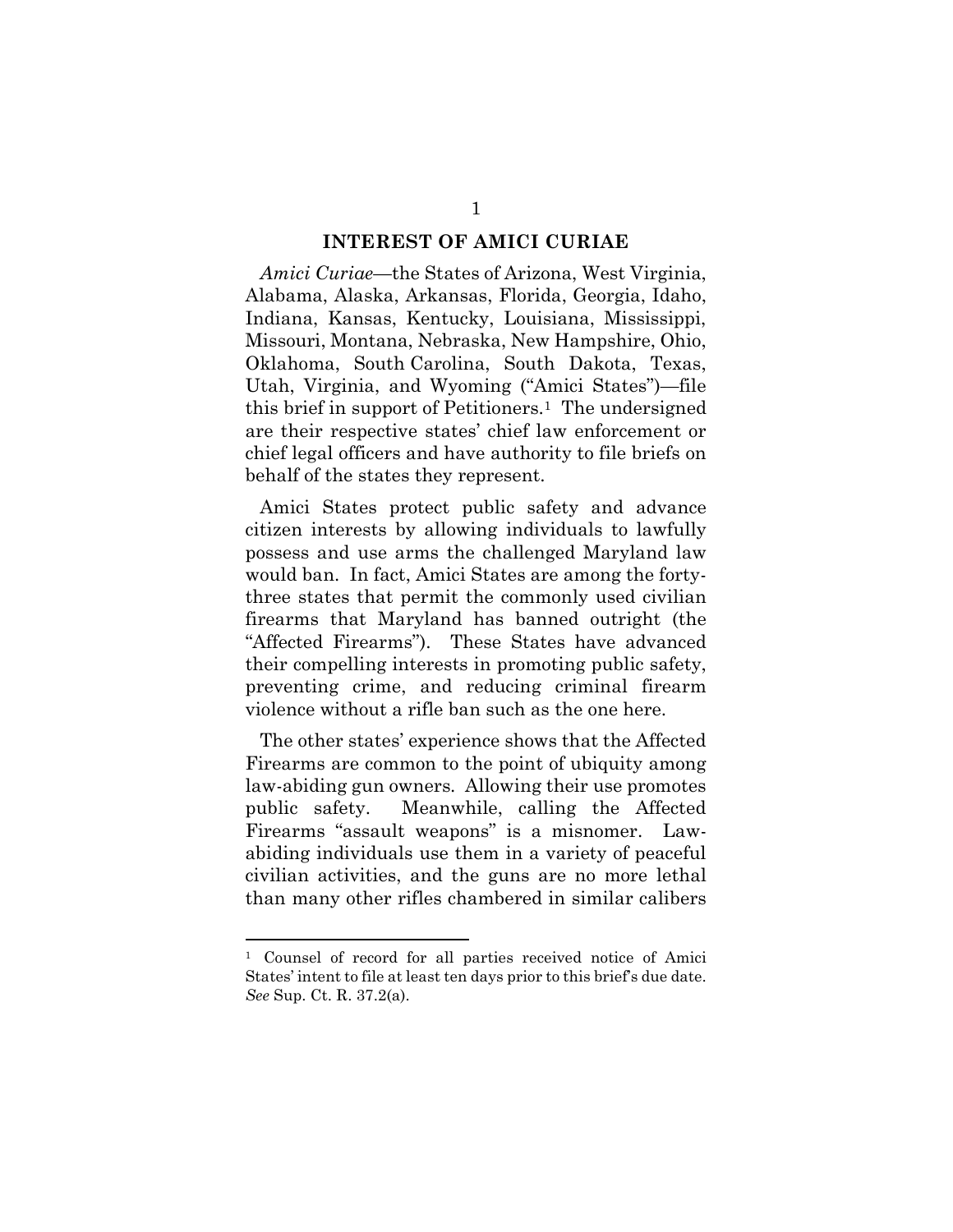## INTEREST OF AMICI CURIAE

*Amici Curiae*—the States of Arizona, West Virginia, Alabama, Alaska, Arkansas, Florida, Georgia, Idaho, Indiana, Kansas, Kentucky, Louisiana, Mississippi, Missouri, Montana, Nebraska, New Hampshire, Ohio, Oklahoma, South Carolina, South Dakota, Texas, Utah, Virginia, and Wyoming ("Amici States")—file this brief in support of Petitioners.[1] The undersigned are their respective states' chief law enforcement or chief legal officers and have authority to file briefs on behalf of the states they represent.

Amici States protect public safety and advance citizen interests by allowing individuals to lawfully possess and use arms the challenged Maryland law would ban. In fact, Amici States are among the forty-three states that permit the commonly used civilian firearms that Maryland has banned outright (the "Affected Firearms"). These States have advanced their compelling interests in promoting public safety, preventing crime, and reducing criminal firearm violence without a rifle ban such as the one here.

The other states' experience shows that the Affected Firearms are common to the point of ubiquity among law-abiding gun owners. Allowing their use promotes public safety. Meanwhile, calling the Affected Firearms "assault weapons" is a misnomer. Law-abiding individuals use them in a variety of peaceful civilian activities, and the guns are no more lethal than many other rifles chambered in similar calibers

---

[1] Counsel of record for all parties received notice of Amici States' intent to file at least ten days prior to this brief's due date. *See* Sup. Ct. R. 37.2(a).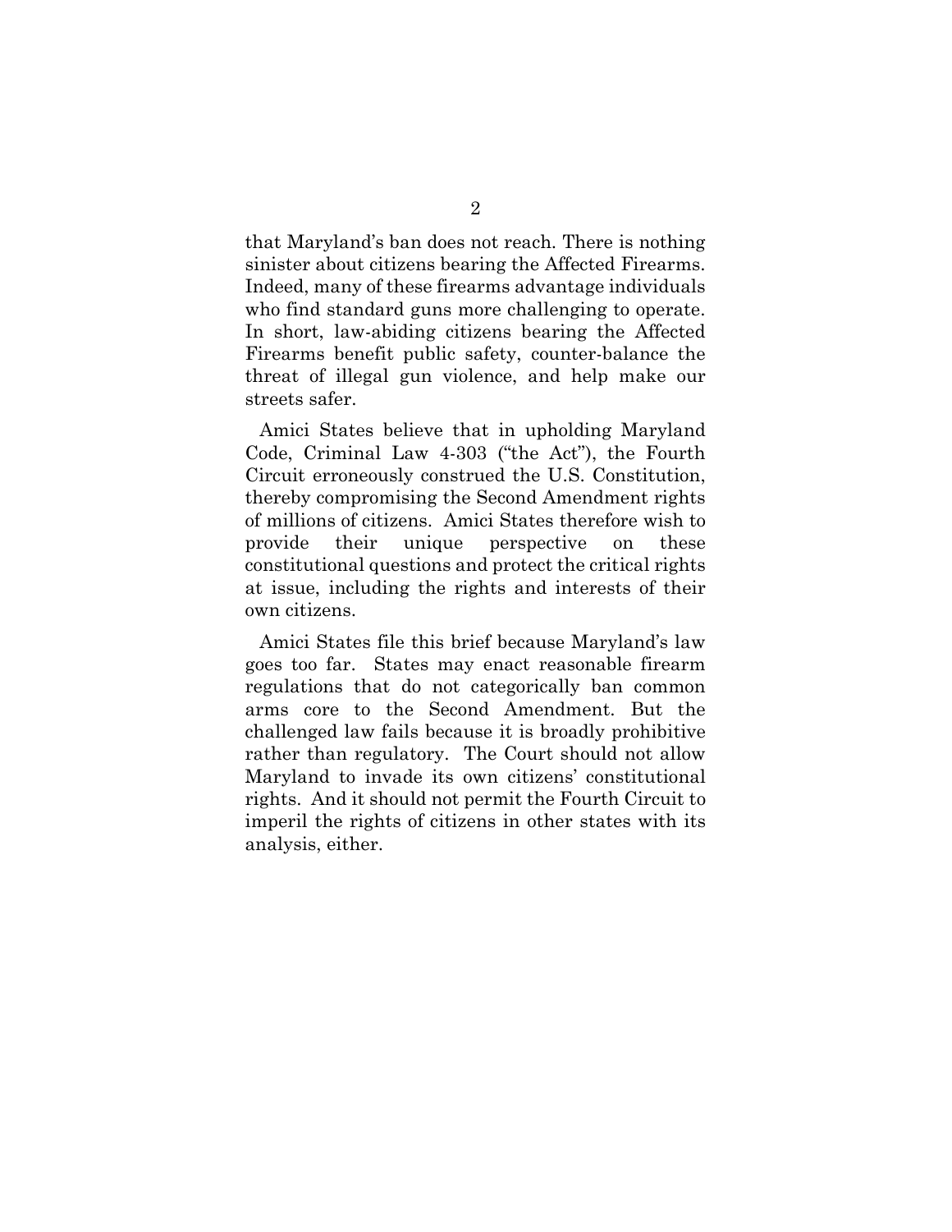that Maryland's ban does not reach. There is nothing sinister about citizens bearing the Affected Firearms. Indeed, many of these firearms advantage individuals who find standard guns more challenging to operate. In short, law-abiding citizens bearing the Affected Firearms benefit public safety, counter-balance the threat of illegal gun violence, and help make our streets safer.

Amici States believe that in upholding Maryland Code, Criminal Law 4-303 ("the Act"), the Fourth Circuit erroneously construed the U.S. Constitution, thereby compromising the Second Amendment rights of millions of citizens. Amici States therefore wish to provide their unique perspective on these constitutional questions and protect the critical rights at issue, including the rights and interests of their own citizens.

Amici States file this brief because Maryland's law goes too far. States may enact reasonable firearm regulations that do not categorically ban common arms core to the Second Amendment. But the challenged law fails because it is broadly prohibitive rather than regulatory. The Court should not allow Maryland to invade its own citizens' constitutional rights. And it should not permit the Fourth Circuit to imperil the rights of citizens in other states with its analysis, either.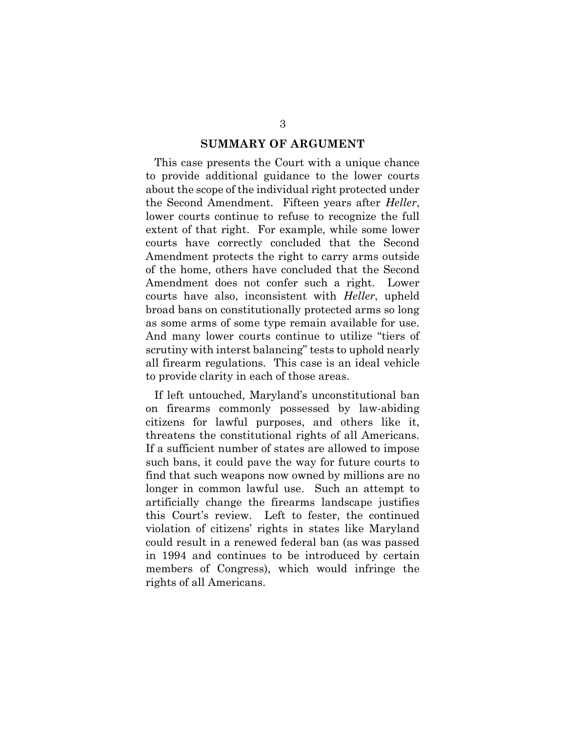## SUMMARY OF ARGUMENT

This case presents the Court with a unique chance to provide additional guidance to the lower courts about the scope of the individual right protected under the Second Amendment. Fifteen years after *Heller*, lower courts continue to refuse to recognize the full extent of that right. For example, while some lower courts have correctly concluded that the Second Amendment protects the right to carry arms outside of the home, others have concluded that the Second Amendment does not confer such a right. Lower courts have also, inconsistent with *Heller*, upheld broad bans on constitutionally protected arms so long as some arms of some type remain available for use. And many lower courts continue to utilize "tiers of scrutiny with interst balancing" tests to uphold nearly all firearm regulations. This case is an ideal vehicle to provide clarity in each of those areas.

If left untouched, Maryland's unconstitutional ban on firearms commonly possessed by law-abiding citizens for lawful purposes, and others like it, threatens the constitutional rights of all Americans. If a sufficient number of states are allowed to impose such bans, it could pave the way for future courts to find that such weapons now owned by millions are no longer in common lawful use. Such an attempt to artificially change the firearms landscape justifies this Court's review. Left to fester, the continued violation of citizens' rights in states like Maryland could result in a renewed federal ban (as was passed in 1994 and continues to be introduced by certain members of Congress), which would infringe the rights of all Americans.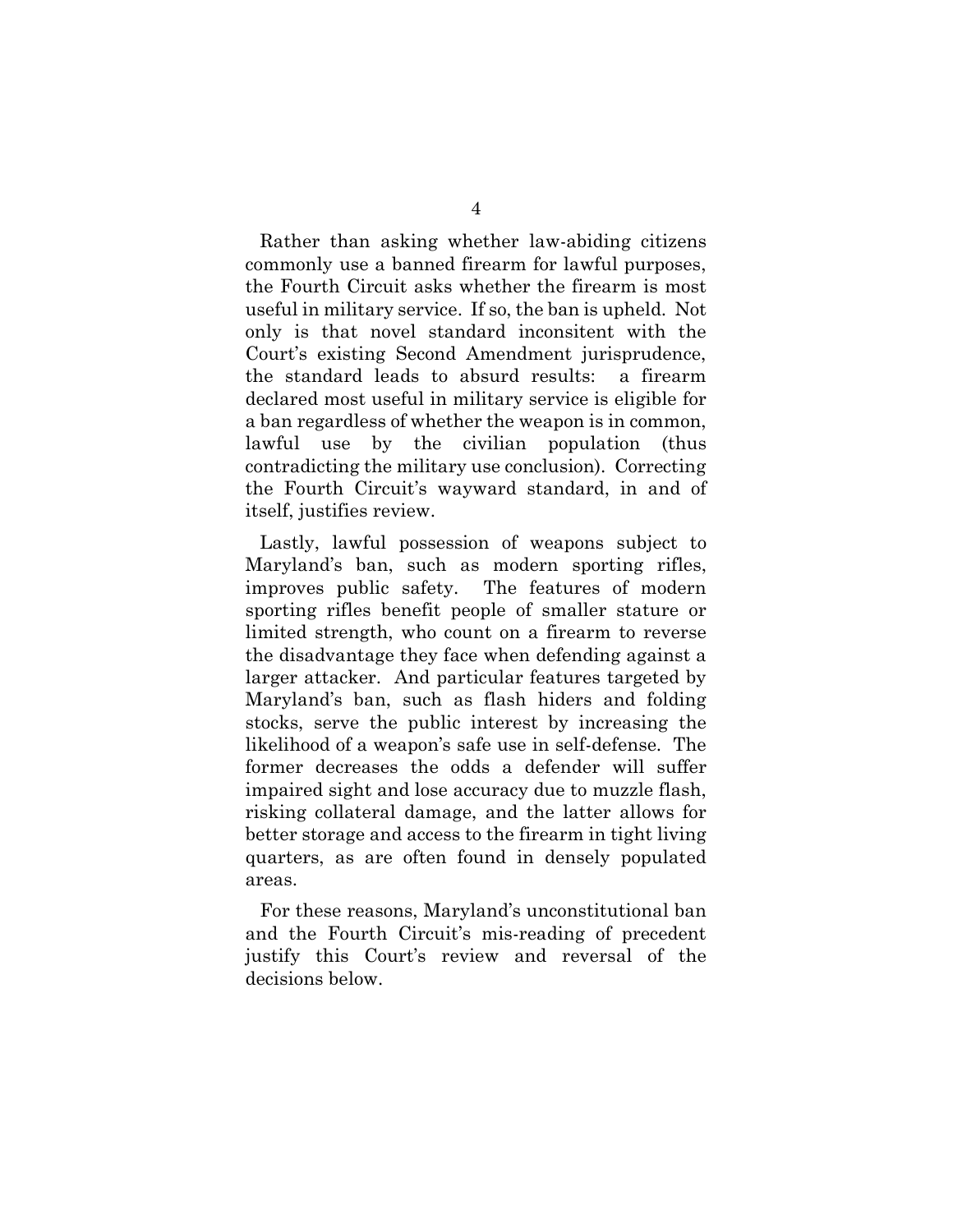Rather than asking whether law-abiding citizens commonly use a banned firearm for lawful purposes, the Fourth Circuit asks whether the firearm is most useful in military service. If so, the ban is upheld. Not only is that novel standard inconsitent with the Court's existing Second Amendment jurisprudence, the standard leads to absurd results: a firearm declared most useful in military service is eligible for a ban regardless of whether the weapon is in common, lawful use by the civilian population (thus contradicting the military use conclusion). Correcting the Fourth Circuit's wayward standard, in and of itself, justifies review.

Lastly, lawful possession of weapons subject to Maryland's ban, such as modern sporting rifles, improves public safety. The features of modern sporting rifles benefit people of smaller stature or limited strength, who count on a firearm to reverse the disadvantage they face when defending against a larger attacker. And particular features targeted by Maryland's ban, such as flash hiders and folding stocks, serve the public interest by increasing the likelihood of a weapon's safe use in self-defense. The former decreases the odds a defender will suffer impaired sight and lose accuracy due to muzzle flash, risking collateral damage, and the latter allows for better storage and access to the firearm in tight living quarters, as are often found in densely populated areas.

For these reasons, Maryland's unconstitutional ban and the Fourth Circuit's mis-reading of precedent justify this Court's review and reversal of the decisions below.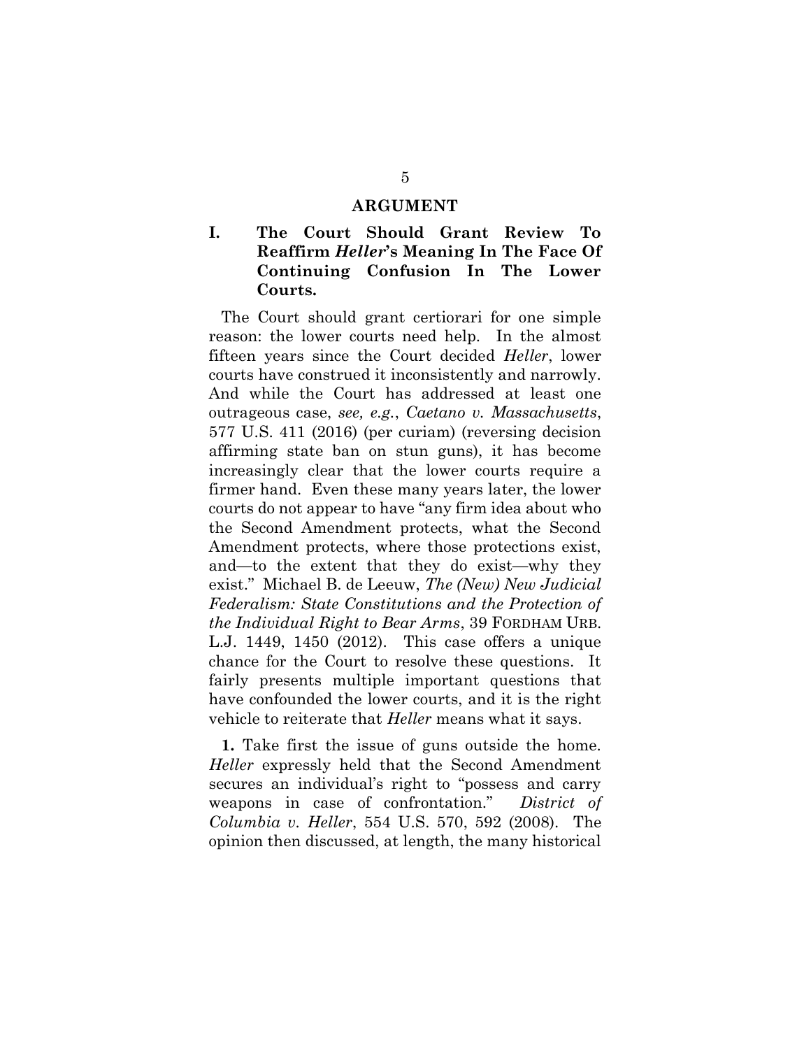## ARGUMENT

### I. The Court Should Grant Review To Reaffirm *Heller*'s Meaning In The Face Of Continuing Confusion In The Lower Courts.

The Court should grant certiorari for one simple reason: the lower courts need help. In the almost fifteen years since the Court decided *Heller*, lower courts have construed it inconsistently and narrowly. And while the Court has addressed at least one outrageous case, *see, e.g.*, *Caetano v. Massachusetts*, 577 U.S. 411 (2016) (per curiam) (reversing decision affirming state ban on stun guns), it has become increasingly clear that the lower courts require a firmer hand. Even these many years later, the lower courts do not appear to have "any firm idea about who the Second Amendment protects, what the Second Amendment protects, where those protections exist, and—to the extent that they do exist—why they exist." Michael B. de Leeuw, *The (New) New Judicial Federalism: State Constitutions and the Protection of the Individual Right to Bear Arms*, 39 FORDHAM URB. L.J. 1449, 1450 (2012). This case offers a unique chance for the Court to resolve these questions. It fairly presents multiple important questions that have confounded the lower courts, and it is the right vehicle to reiterate that *Heller* means what it says.

**1.** Take first the issue of guns outside the home. *Heller* expressly held that the Second Amendment secures an individual's right to "possess and carry weapons in case of confrontation." *District of Columbia v. Heller*, 554 U.S. 570, 592 (2008). The opinion then discussed, at length, the many historical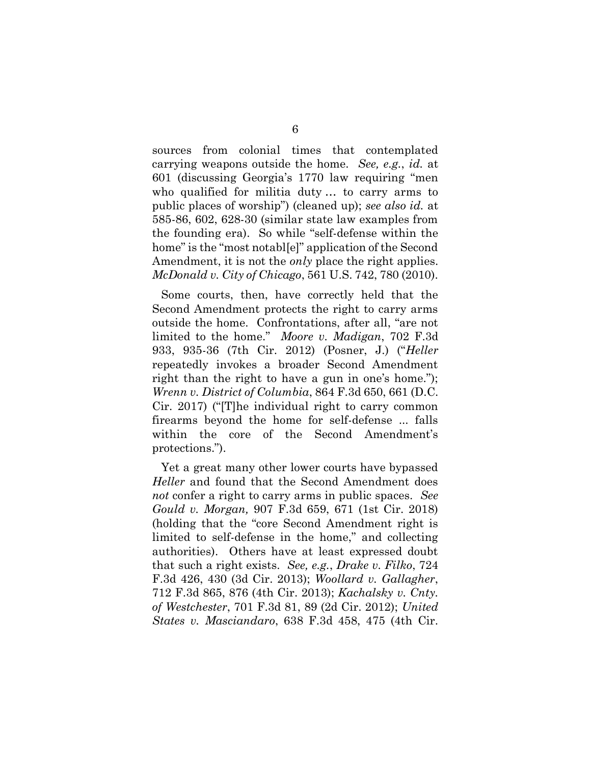sources from colonial times that contemplated carrying weapons outside the home. *See, e.g.*, *id.* at 601 (discussing Georgia's 1770 law requiring "men who qualified for militia duty … to carry arms to public places of worship") (cleaned up); *see also id.* at 585-86, 602, 628-30 (similar state law examples from the founding era). So while "self-defense within the home" is the "most notabl[e]" application of the Second Amendment, it is not the *only* place the right applies. *McDonald v. City of Chicago*, 561 U.S. 742, 780 (2010).

Some courts, then, have correctly held that the Second Amendment protects the right to carry arms outside the home. Confrontations, after all, "are not limited to the home." *Moore v. Madigan*, 702 F.3d 933, 935-36 (7th Cir. 2012) (Posner, J.) ("*Heller* repeatedly invokes a broader Second Amendment right than the right to have a gun in one's home."); *Wrenn v. District of Columbia*, 864 F.3d 650, 661 (D.C. Cir. 2017) ("[T]he individual right to carry common firearms beyond the home for self-defense ... falls within the core of the Second Amendment's protections.").

Yet a great many other lower courts have bypassed *Heller* and found that the Second Amendment does *not* confer a right to carry arms in public spaces. *See Gould v. Morgan,* 907 F.3d 659, 671 (1st Cir. 2018) (holding that the "core Second Amendment right is limited to self-defense in the home," and collecting authorities). Others have at least expressed doubt that such a right exists. *See, e.g.*, *Drake v. Filko*, 724 F.3d 426, 430 (3d Cir. 2013); *Woollard v. Gallagher*, 712 F.3d 865, 876 (4th Cir. 2013); *Kachalsky v. Cnty. of Westchester*, 701 F.3d 81, 89 (2d Cir. 2012); *United States v. Masciandaro*, 638 F.3d 458, 475 (4th Cir.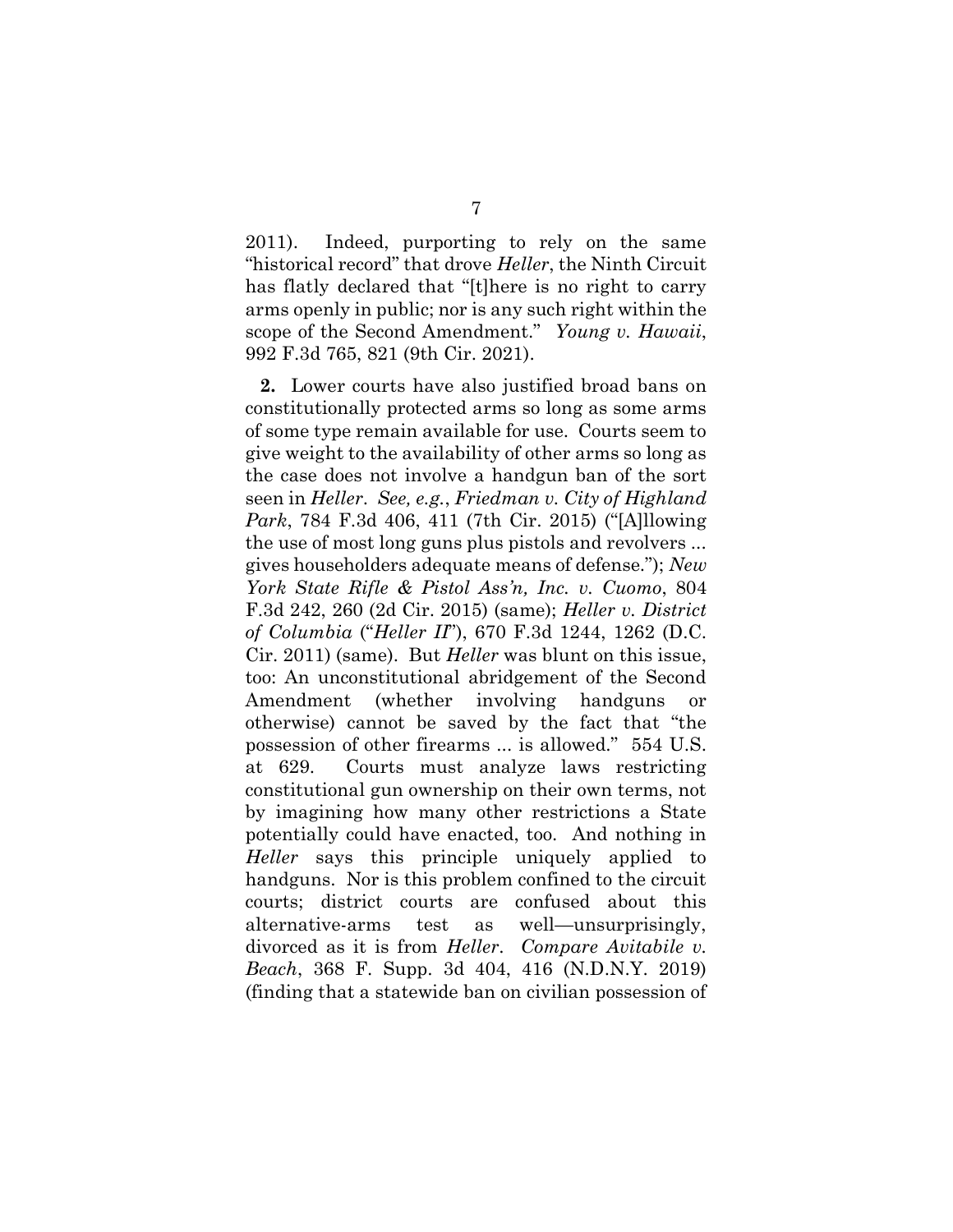2011). Indeed, purporting to rely on the same "historical record" that drove *Heller*, the Ninth Circuit has flatly declared that "[t]here is no right to carry arms openly in public; nor is any such right within the scope of the Second Amendment." *Young v. Hawaii*, 992 F.3d 765, 821 (9th Cir. 2021).

**2.** Lower courts have also justified broad bans on constitutionally protected arms so long as some arms of some type remain available for use. Courts seem to give weight to the availability of other arms so long as the case does not involve a handgun ban of the sort seen in *Heller*. *See, e.g.*, *Friedman v. City of Highland Park*, 784 F.3d 406, 411 (7th Cir. 2015) ("[A]llowing the use of most long guns plus pistols and revolvers ... gives householders adequate means of defense."); *New York State Rifle & Pistol Ass'n, Inc. v. Cuomo*, 804 F.3d 242, 260 (2d Cir. 2015) (same); *Heller v. District of Columbia* ("*Heller II*"), 670 F.3d 1244, 1262 (D.C. Cir. 2011) (same). But *Heller* was blunt on this issue, too: An unconstitutional abridgement of the Second Amendment (whether involving handguns or otherwise) cannot be saved by the fact that "the possession of other firearms ... is allowed." 554 U.S. at 629. Courts must analyze laws restricting constitutional gun ownership on their own terms, not by imagining how many other restrictions a State potentially could have enacted, too. And nothing in *Heller* says this principle uniquely applied to handguns. Nor is this problem confined to the circuit courts; district courts are confused about this alternative-arms test as well—unsurprisingly, divorced as it is from *Heller*. *Compare Avitabile v. Beach*, 368 F. Supp. 3d 404, 416 (N.D.N.Y. 2019) (finding that a statewide ban on civilian possession of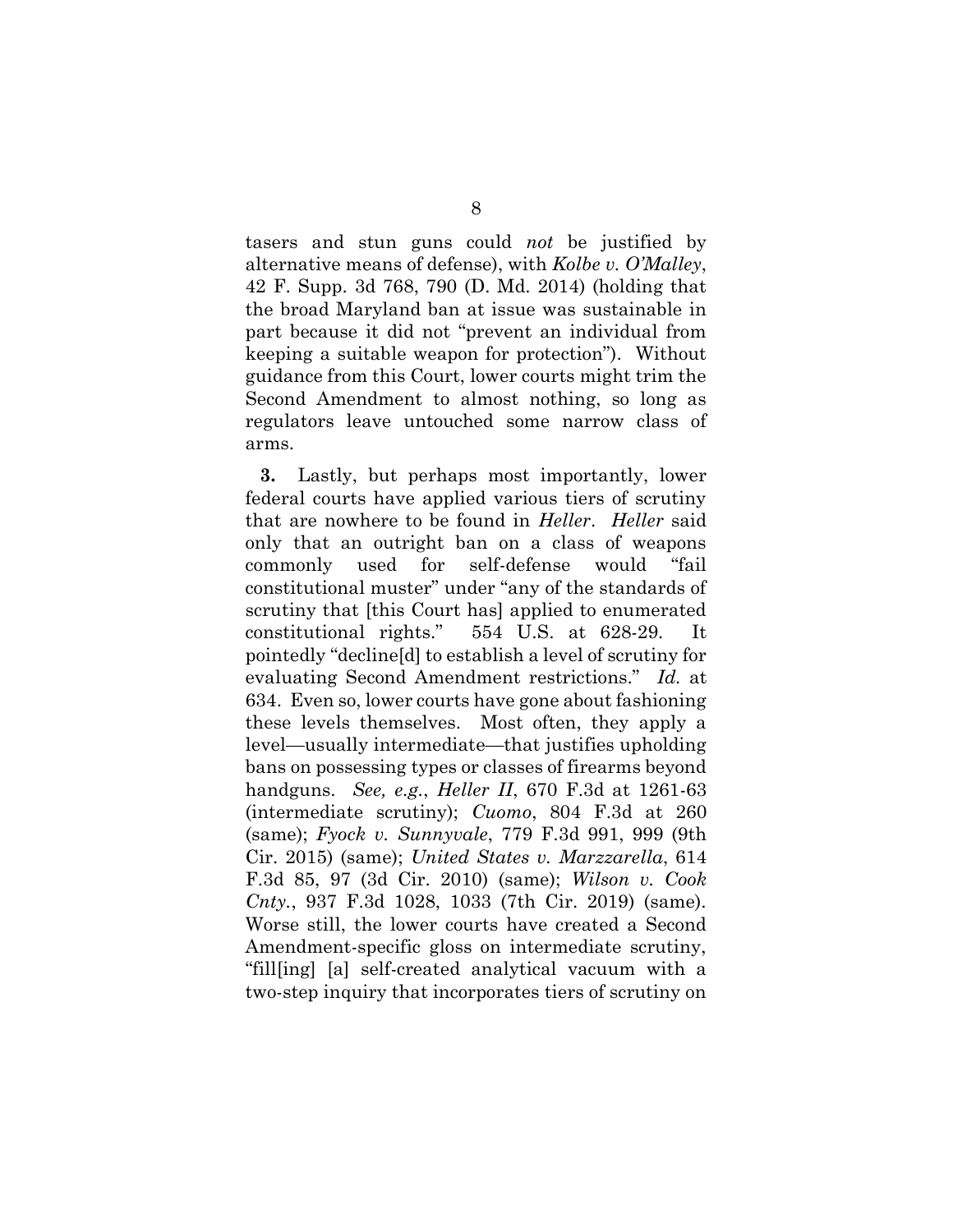tasers and stun guns could *not* be justified by alternative means of defense), with *Kolbe v. O'Malley*, 42 F. Supp. 3d 768, 790 (D. Md. 2014) (holding that the broad Maryland ban at issue was sustainable in part because it did not "prevent an individual from keeping a suitable weapon for protection"). Without guidance from this Court, lower courts might trim the Second Amendment to almost nothing, so long as regulators leave untouched some narrow class of arms.

**3.** Lastly, but perhaps most importantly, lower federal courts have applied various tiers of scrutiny that are nowhere to be found in *Heller*. *Heller* said only that an outright ban on a class of weapons commonly used for self-defense would "fail constitutional muster" under "any of the standards of scrutiny that [this Court has] applied to enumerated constitutional rights." 554 U.S. at 628-29. It pointedly "decline[d] to establish a level of scrutiny for evaluating Second Amendment restrictions." *Id.* at 634. Even so, lower courts have gone about fashioning these levels themselves. Most often, they apply a level—usually intermediate—that justifies upholding bans on possessing types or classes of firearms beyond handguns. *See, e.g.*, *Heller II*, 670 F.3d at 1261-63 (intermediate scrutiny); *Cuomo*, 804 F.3d at 260 (same); *Fyock v. Sunnyvale*, 779 F.3d 991, 999 (9th Cir. 2015) (same); *United States v. Marzzarella*, 614 F.3d 85, 97 (3d Cir. 2010) (same); *Wilson v. Cook Cnty.*, 937 F.3d 1028, 1033 (7th Cir. 2019) (same). Worse still, the lower courts have created a Second Amendment-specific gloss on intermediate scrutiny, "fill[ing] [a] self-created analytical vacuum with a two-step inquiry that incorporates tiers of scrutiny on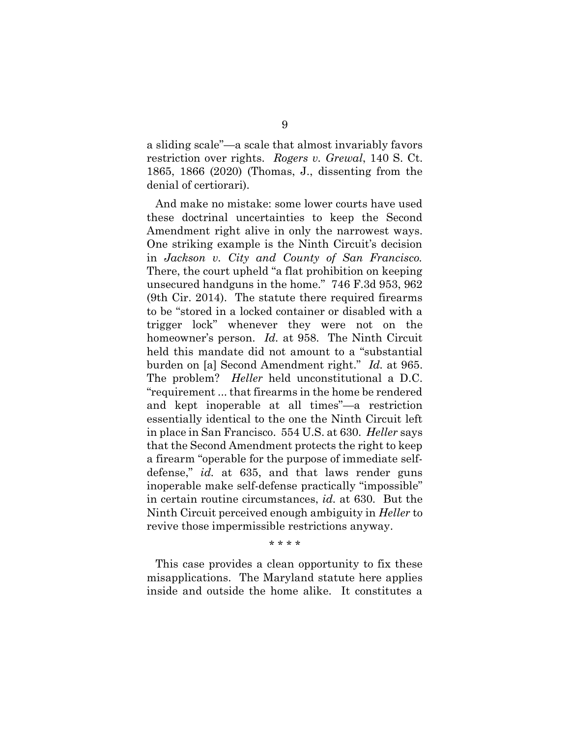a sliding scale"—a scale that almost invariably favors restriction over rights. *Rogers v. Grewal*, 140 S. Ct. 1865, 1866 (2020) (Thomas, J., dissenting from the denial of certiorari).

And make no mistake: some lower courts have used these doctrinal uncertainties to keep the Second Amendment right alive in only the narrowest ways. One striking example is the Ninth Circuit's decision in *Jackson v. City and County of San Francisco.* There, the court upheld "a flat prohibition on keeping unsecured handguns in the home." 746 F.3d 953, 962 (9th Cir. 2014). The statute there required firearms to be "stored in a locked container or disabled with a trigger lock" whenever they were not on the homeowner's person. *Id.* at 958. The Ninth Circuit held this mandate did not amount to a "substantial burden on [a] Second Amendment right." *Id.* at 965. The problem? *Heller* held unconstitutional a D.C. "requirement ... that firearms in the home be rendered and kept inoperable at all times"—a restriction essentially identical to the one the Ninth Circuit left in place in San Francisco. 554 U.S. at 630. *Heller* says that the Second Amendment protects the right to keep a firearm "operable for the purpose of immediate self-defense," *id.* at 635, and that laws render guns inoperable make self-defense practically "impossible" in certain routine circumstances, *id.* at 630. But the Ninth Circuit perceived enough ambiguity in *Heller* to revive those impermissible restrictions anyway.

\* \* \* \*

This case provides a clean opportunity to fix these misapplications. The Maryland statute here applies inside and outside the home alike. It constitutes a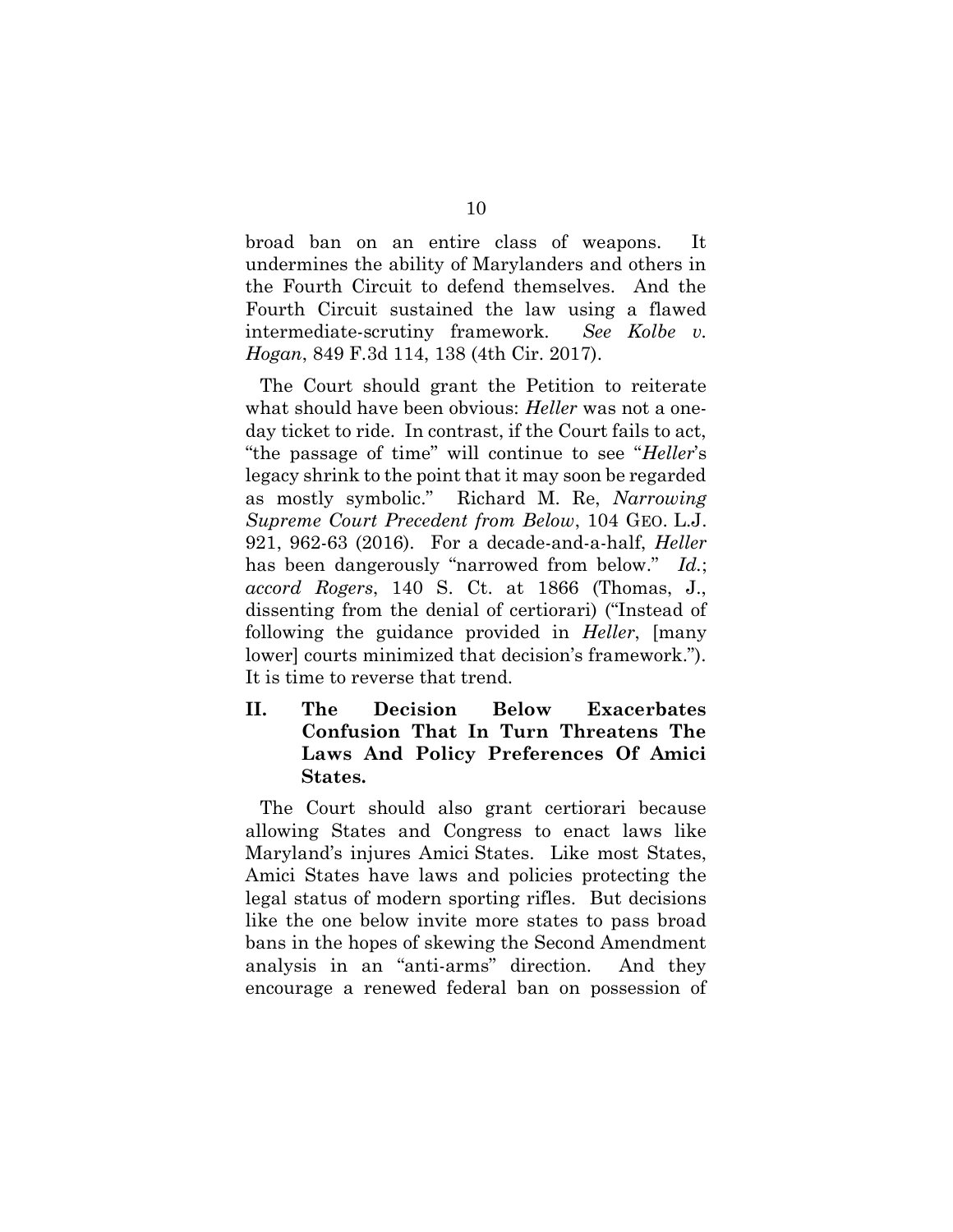broad ban on an entire class of weapons. It undermines the ability of Marylanders and others in the Fourth Circuit to defend themselves. And the Fourth Circuit sustained the law using a flawed intermediate-scrutiny framework. *See Kolbe v. Hogan*, 849 F.3d 114, 138 (4th Cir. 2017).

The Court should grant the Petition to reiterate what should have been obvious: *Heller* was not a one-day ticket to ride. In contrast, if the Court fails to act, "the passage of time" will continue to see "*Heller*'s legacy shrink to the point that it may soon be regarded as mostly symbolic." Richard M. Re, *Narrowing Supreme Court Precedent from Below*, 104 GEO. L.J. 921, 962-63 (2016). For a decade-and-a-half, *Heller* has been dangerously "narrowed from below." *Id.*; *accord Rogers*, 140 S. Ct. at 1866 (Thomas, J., dissenting from the denial of certiorari) ("Instead of following the guidance provided in *Heller*, [many lower] courts minimized that decision's framework."). It is time to reverse that trend.

## II. The Decision Below Exacerbates Confusion That In Turn Threatens The Laws And Policy Preferences Of Amici States.

The Court should also grant certiorari because allowing States and Congress to enact laws like Maryland's injures Amici States. Like most States, Amici States have laws and policies protecting the legal status of modern sporting rifles. But decisions like the one below invite more states to pass broad bans in the hopes of skewing the Second Amendment analysis in an "anti-arms" direction. And they encourage a renewed federal ban on possession of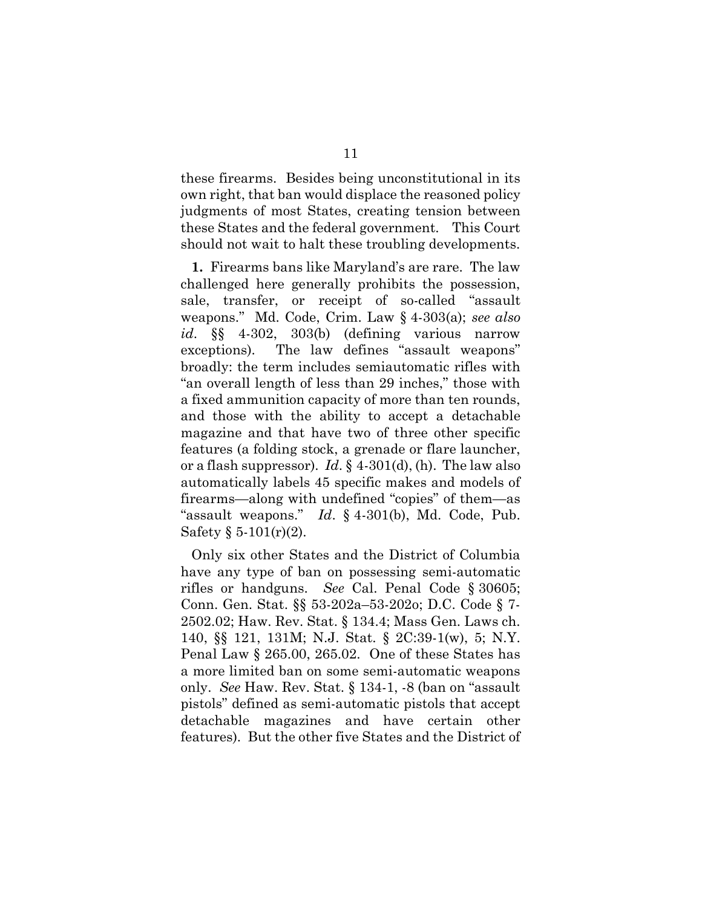these firearms. Besides being unconstitutional in its own right, that ban would displace the reasoned policy judgments of most States, creating tension between these States and the federal government. This Court should not wait to halt these troubling developments.

**1.** Firearms bans like Maryland's are rare. The law challenged here generally prohibits the possession, sale, transfer, or receipt of so-called "assault weapons." Md. Code, Crim. Law § 4-303(a); *see also id*. §§ 4-302, 303(b) (defining various narrow exceptions). The law defines "assault weapons" broadly: the term includes semiautomatic rifles with "an overall length of less than 29 inches," those with a fixed ammunition capacity of more than ten rounds, and those with the ability to accept a detachable magazine and that have two of three other specific features (a folding stock, a grenade or flare launcher, or a flash suppressor). *Id*. § 4-301(d), (h). The law also automatically labels 45 specific makes and models of firearms—along with undefined "copies" of them—as "assault weapons." *Id*. § 4-301(b), Md. Code, Pub. Safety § 5-101(r)(2).

Only six other States and the District of Columbia have any type of ban on possessing semi-automatic rifles or handguns. *See* Cal. Penal Code § 30605; Conn. Gen. Stat. §§ 53-202a–53-202o; D.C. Code § 7-2502.02; Haw. Rev. Stat. § 134.4; Mass Gen. Laws ch. 140, §§ 121, 131M; N.J. Stat. § 2C:39-1(w), 5; N.Y. Penal Law § 265.00, 265.02. One of these States has a more limited ban on some semi-automatic weapons only. *See* Haw. Rev. Stat. § 134-1, -8 (ban on "assault pistols" defined as semi-automatic pistols that accept detachable magazines and have certain other features). But the other five States and the District of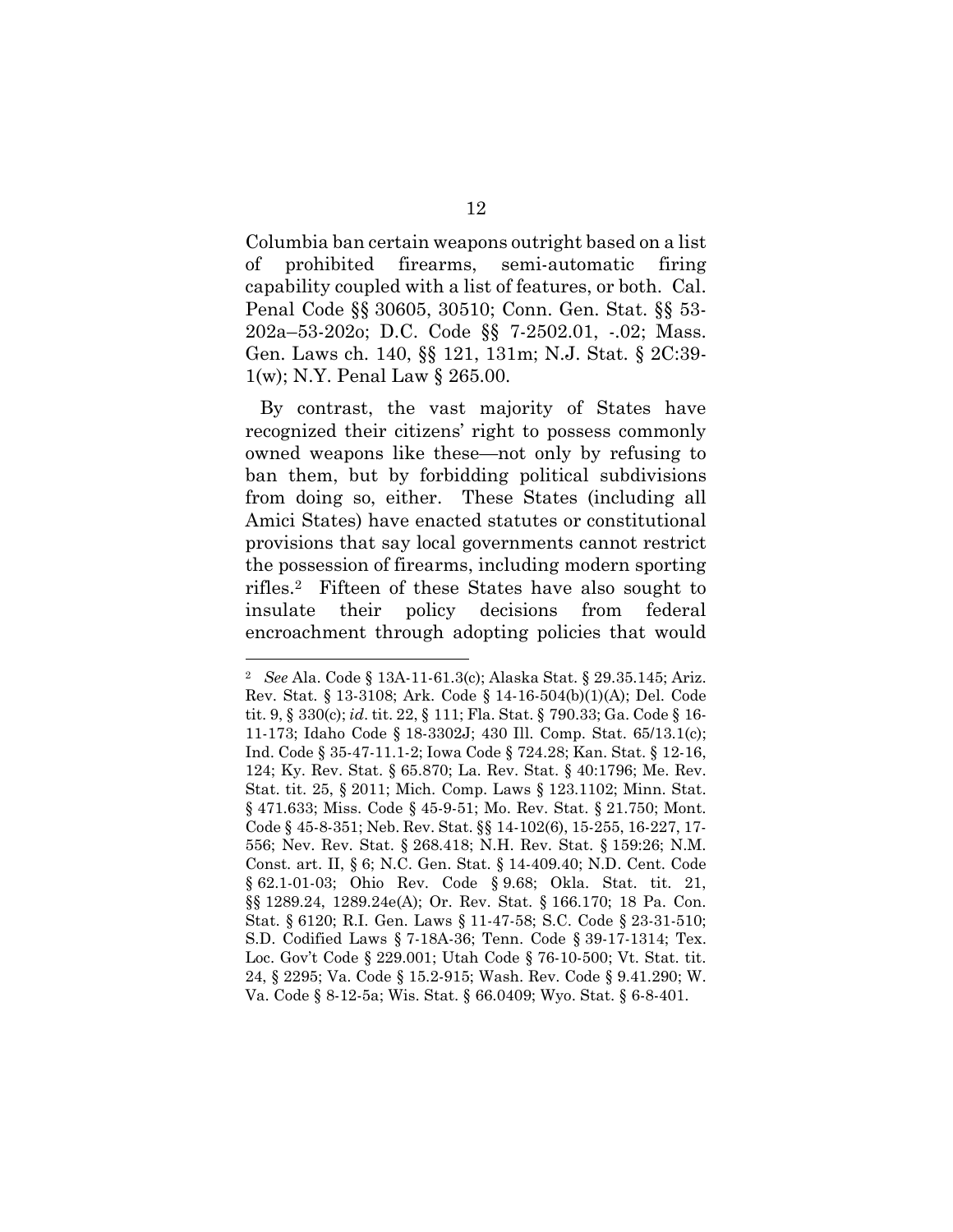Columbia ban certain weapons outright based on a list of prohibited firearms, semi-automatic firing capability coupled with a list of features, or both. Cal. Penal Code §§ 30605, 30510; Conn. Gen. Stat. §§ 53-202a–53-202o; D.C. Code §§ 7-2502.01, -.02; Mass. Gen. Laws ch. 140, §§ 121, 131m; N.J. Stat. § 2C:39-1(w); N.Y. Penal Law § 265.00.

By contrast, the vast majority of States have recognized their citizens' right to possess commonly owned weapons like these—not only by refusing to ban them, but by forbidding political subdivisions from doing so, either. These States (including all Amici States) have enacted statutes or constitutional provisions that say local governments cannot restrict the possession of firearms, including modern sporting rifles.[2] Fifteen of these States have also sought to insulate their policy decisions from federal encroachment through adopting policies that would

---

[2] *See* Ala. Code § 13A-11-61.3(c); Alaska Stat. § 29.35.145; Ariz. Rev. Stat. § 13-3108; Ark. Code § 14-16-504(b)(1)(A); Del. Code tit. 9, § 330(c); *id*. tit. 22, § 111; Fla. Stat. § 790.33; Ga. Code § 16-11-173; Idaho Code § 18-3302J; 430 Ill. Comp. Stat. 65/13.1(c); Ind. Code § 35-47-11.1-2; Iowa Code § 724.28; Kan. Stat. § 12-16, 124; Ky. Rev. Stat. § 65.870; La. Rev. Stat. § 40:1796; Me. Rev. Stat. tit. 25, § 2011; Mich. Comp. Laws § 123.1102; Minn. Stat. § 471.633; Miss. Code § 45-9-51; Mo. Rev. Stat. § 21.750; Mont. Code § 45-8-351; Neb. Rev. Stat. §§ 14-102(6), 15-255, 16-227, 17-556; Nev. Rev. Stat. § 268.418; N.H. Rev. Stat. § 159:26; N.M. Const. art. II, § 6; N.C. Gen. Stat. § 14-409.40; N.D. Cent. Code § 62.1-01-03; Ohio Rev. Code § 9.68; Okla. Stat. tit. 21, §§ 1289.24, 1289.24e(A); Or. Rev. Stat. § 166.170; 18 Pa. Con. Stat. § 6120; R.I. Gen. Laws § 11-47-58; S.C. Code § 23-31-510; S.D. Codified Laws § 7-18A-36; Tenn. Code § 39-17-1314; Tex. Loc. Gov't Code § 229.001; Utah Code § 76-10-500; Vt. Stat. tit. 24, § 2295; Va. Code § 15.2-915; Wash. Rev. Code § 9.41.290; W. Va. Code § 8-12-5a; Wis. Stat. § 66.0409; Wyo. Stat. § 6-8-401.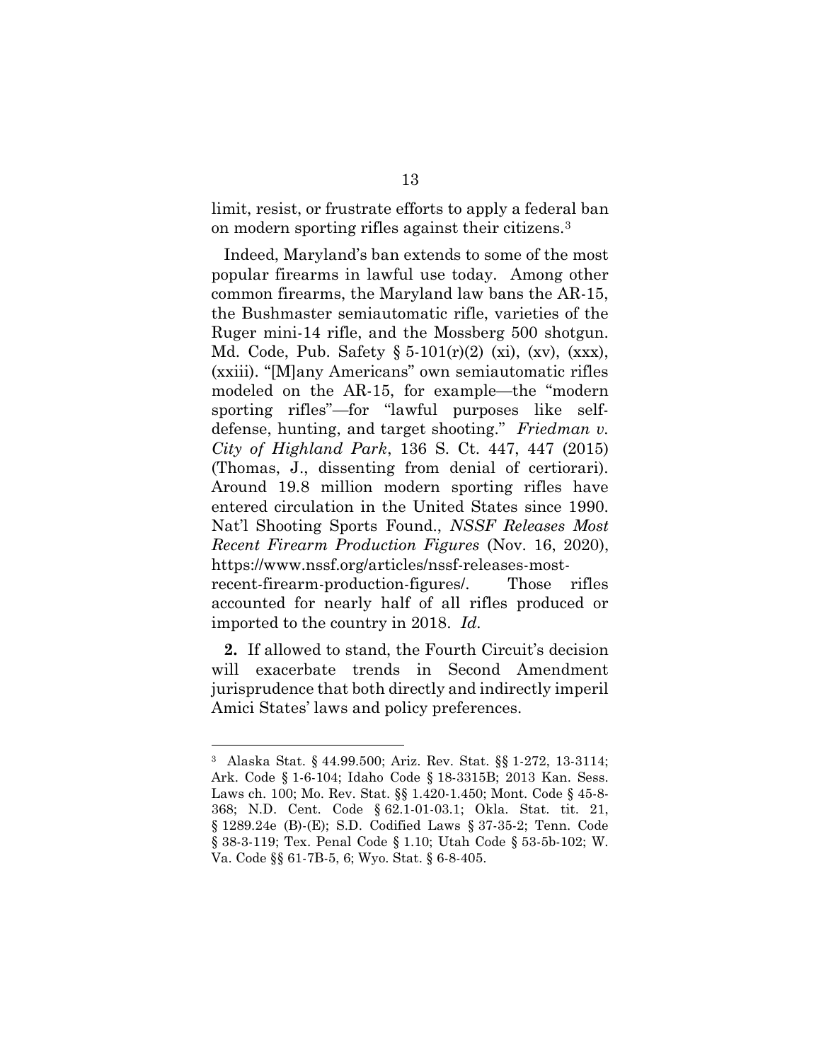limit, resist, or frustrate efforts to apply a federal ban on modern sporting rifles against their citizens.[3]

Indeed, Maryland's ban extends to some of the most popular firearms in lawful use today. Among other common firearms, the Maryland law bans the AR-15, the Bushmaster semiautomatic rifle, varieties of the Ruger mini-14 rifle, and the Mossberg 500 shotgun. Md. Code, Pub. Safety § 5-101(r)(2) (xi), (xv), (xxx), (xxiii). "[M]any Americans" own semiautomatic rifles modeled on the AR-15, for example—the "modern sporting rifles"—for "lawful purposes like self-defense, hunting, and target shooting." *Friedman v. City of Highland Park*, 136 S. Ct. 447, 447 (2015) (Thomas, J., dissenting from denial of certiorari). Around 19.8 million modern sporting rifles have entered circulation in the United States since 1990. Nat'l Shooting Sports Found., *NSSF Releases Most Recent Firearm Production Figures* (Nov. 16, 2020), https://www.nssf.org/articles/nssf-releases-most-recent-firearm-production-figures/. Those rifles accounted for nearly half of all rifles produced or imported to the country in 2018. *Id.*

**2.** If allowed to stand, the Fourth Circuit's decision will exacerbate trends in Second Amendment jurisprudence that both directly and indirectly imperil Amici States' laws and policy preferences.

---

[3] Alaska Stat. § 44.99.500; Ariz. Rev. Stat. §§ 1-272, 13-3114; Ark. Code § 1-6-104; Idaho Code § 18-3315B; 2013 Kan. Sess. Laws ch. 100; Mo. Rev. Stat. §§ 1.420-1.450; Mont. Code § 45-8-368; N.D. Cent. Code § 62.1-01-03.1; Okla. Stat. tit. 21, § 1289.24e (B)-(E); S.D. Codified Laws § 37-35-2; Tenn. Code § 38-3-119; Tex. Penal Code § 1.10; Utah Code § 53-5b-102; W. Va. Code §§ 61-7B-5, 6; Wyo. Stat. § 6-8-405.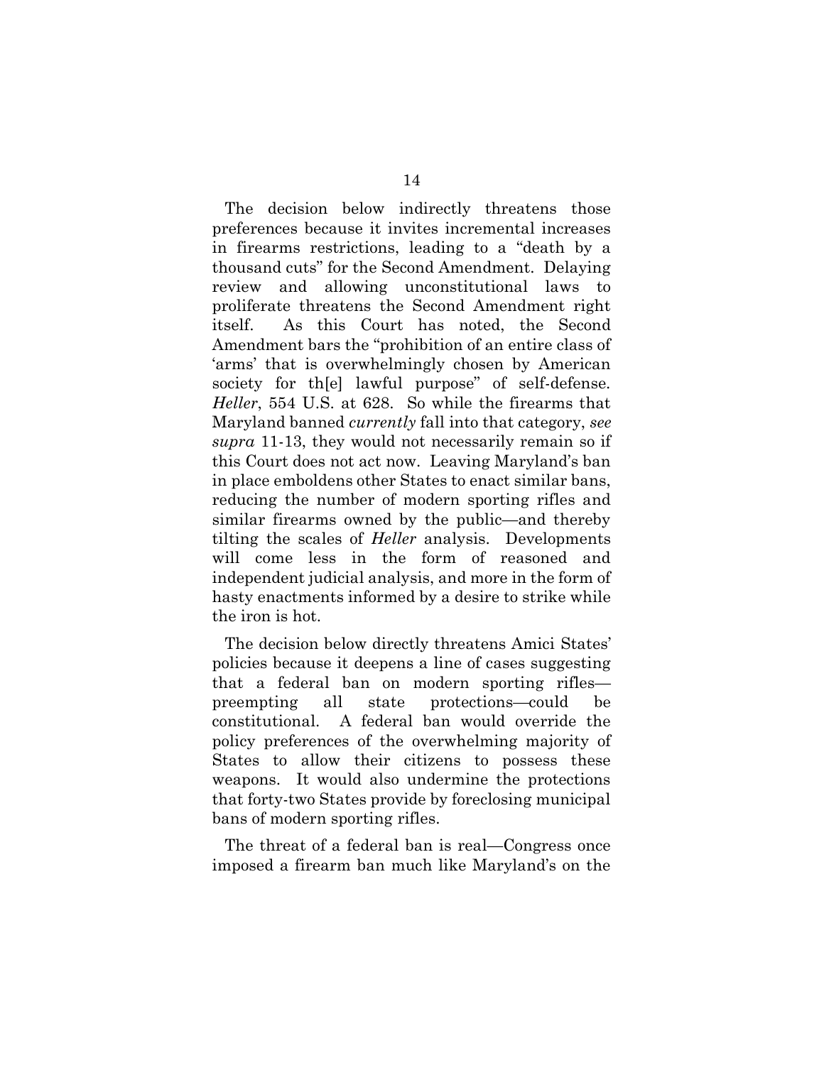The decision below indirectly threatens those preferences because it invites incremental increases in firearms restrictions, leading to a "death by a thousand cuts" for the Second Amendment. Delaying review and allowing unconstitutional laws to proliferate threatens the Second Amendment right itself. As this Court has noted, the Second Amendment bars the "prohibition of an entire class of 'arms' that is overwhelmingly chosen by American society for th[e] lawful purpose" of self-defense. *Heller*, 554 U.S. at 628. So while the firearms that Maryland banned *currently* fall into that category, *see supra* 11-13, they would not necessarily remain so if this Court does not act now. Leaving Maryland's ban in place emboldens other States to enact similar bans, reducing the number of modern sporting rifles and similar firearms owned by the public—and thereby tilting the scales of *Heller* analysis. Developments will come less in the form of reasoned and independent judicial analysis, and more in the form of hasty enactments informed by a desire to strike while the iron is hot.

The decision below directly threatens Amici States' policies because it deepens a line of cases suggesting that a federal ban on modern sporting rifles—preempting all state protections—could be constitutional. A federal ban would override the policy preferences of the overwhelming majority of States to allow their citizens to possess these weapons. It would also undermine the protections that forty-two States provide by foreclosing municipal bans of modern sporting rifles.

The threat of a federal ban is real—Congress once imposed a firearm ban much like Maryland's on the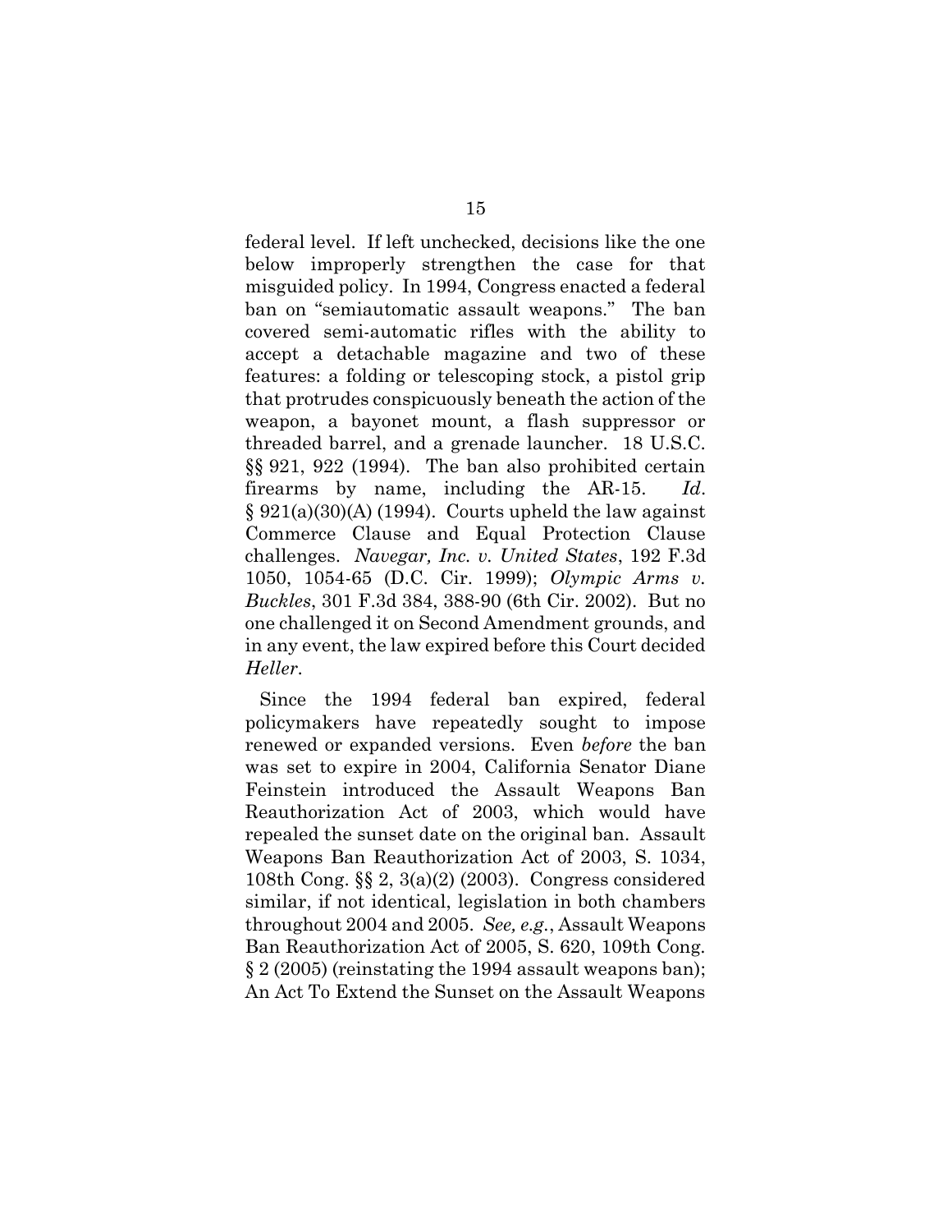federal level. If left unchecked, decisions like the one below improperly strengthen the case for that misguided policy. In 1994, Congress enacted a federal ban on "semiautomatic assault weapons." The ban covered semi-automatic rifles with the ability to accept a detachable magazine and two of these features: a folding or telescoping stock, a pistol grip that protrudes conspicuously beneath the action of the weapon, a bayonet mount, a flash suppressor or threaded barrel, and a grenade launcher. 18 U.S.C. §§ 921, 922 (1994). The ban also prohibited certain firearms by name, including the AR-15. *Id*. § 921(a)(30)(A) (1994). Courts upheld the law against Commerce Clause and Equal Protection Clause challenges. *Navegar, Inc. v. United States*, 192 F.3d 1050, 1054-65 (D.C. Cir. 1999); *Olympic Arms v. Buckles*, 301 F.3d 384, 388-90 (6th Cir. 2002). But no one challenged it on Second Amendment grounds, and in any event, the law expired before this Court decided *Heller*.

Since the 1994 federal ban expired, federal policymakers have repeatedly sought to impose renewed or expanded versions. Even *before* the ban was set to expire in 2004, California Senator Diane Feinstein introduced the Assault Weapons Ban Reauthorization Act of 2003, which would have repealed the sunset date on the original ban. Assault Weapons Ban Reauthorization Act of 2003, S. 1034, 108th Cong. §§ 2, 3(a)(2) (2003). Congress considered similar, if not identical, legislation in both chambers throughout 2004 and 2005. *See, e.g.*, Assault Weapons Ban Reauthorization Act of 2005, S. 620, 109th Cong. § 2 (2005) (reinstating the 1994 assault weapons ban); An Act To Extend the Sunset on the Assault Weapons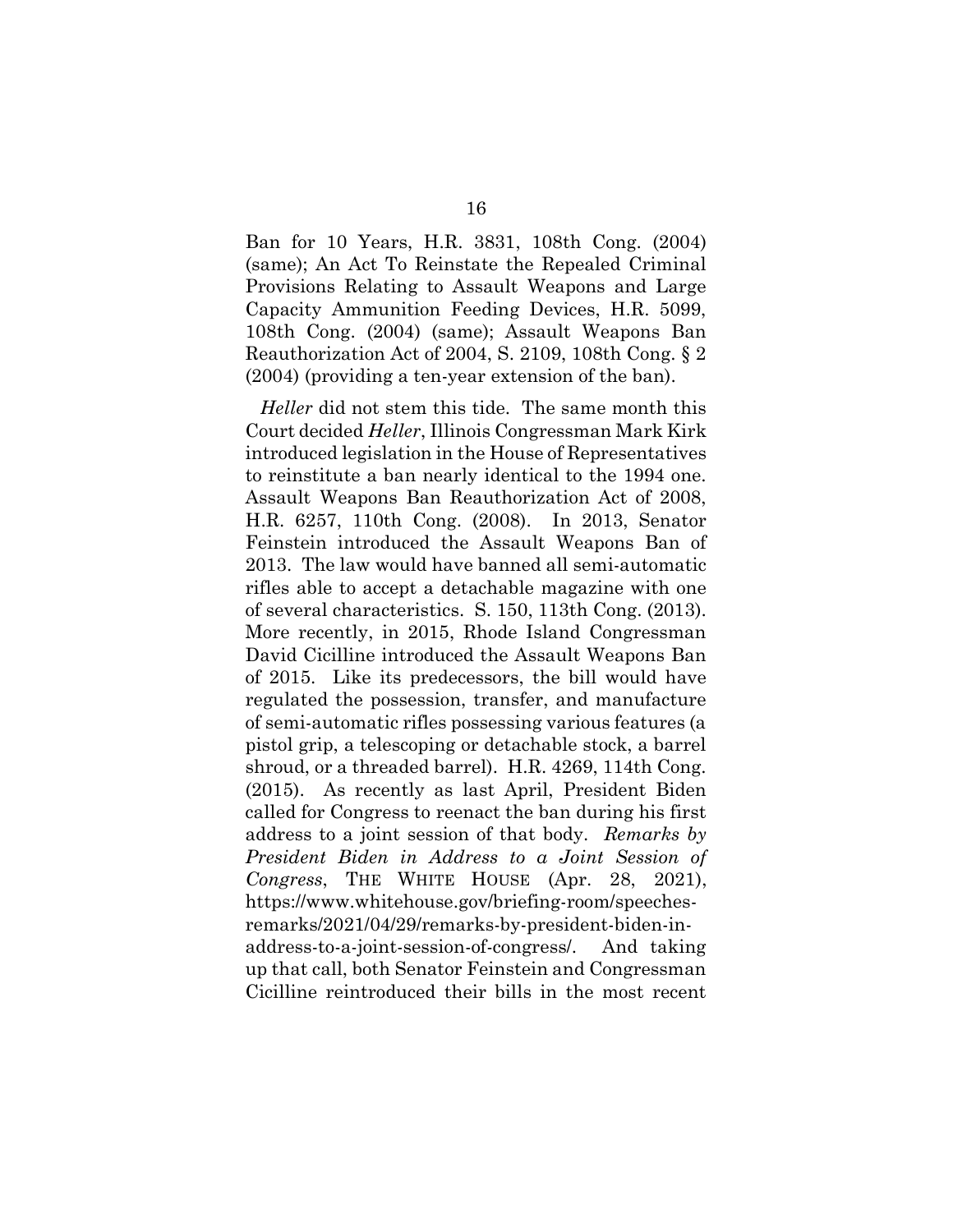Ban for 10 Years, H.R. 3831, 108th Cong. (2004) (same); An Act To Reinstate the Repealed Criminal Provisions Relating to Assault Weapons and Large Capacity Ammunition Feeding Devices, H.R. 5099, 108th Cong. (2004) (same); Assault Weapons Ban Reauthorization Act of 2004, S. 2109, 108th Cong. § 2 (2004) (providing a ten-year extension of the ban).

*Heller* did not stem this tide. The same month this Court decided *Heller*, Illinois Congressman Mark Kirk introduced legislation in the House of Representatives to reinstitute a ban nearly identical to the 1994 one. Assault Weapons Ban Reauthorization Act of 2008, H.R. 6257, 110th Cong. (2008). In 2013, Senator Feinstein introduced the Assault Weapons Ban of 2013. The law would have banned all semi-automatic rifles able to accept a detachable magazine with one of several characteristics. S. 150, 113th Cong. (2013). More recently, in 2015, Rhode Island Congressman David Cicilline introduced the Assault Weapons Ban of 2015. Like its predecessors, the bill would have regulated the possession, transfer, and manufacture of semi-automatic rifles possessing various features (a pistol grip, a telescoping or detachable stock, a barrel shroud, or a threaded barrel). H.R. 4269, 114th Cong. (2015). As recently as last April, President Biden called for Congress to reenact the ban during his first address to a joint session of that body. *Remarks by President Biden in Address to a Joint Session of Congress*, THE WHITE HOUSE (Apr. 28, 2021), https://www.whitehouse.gov/briefing-room/speeches-remarks/2021/04/29/remarks-by-president-biden-in-address-to-a-joint-session-of-congress/. And taking up that call, both Senator Feinstein and Congressman Cicilline reintroduced their bills in the most recent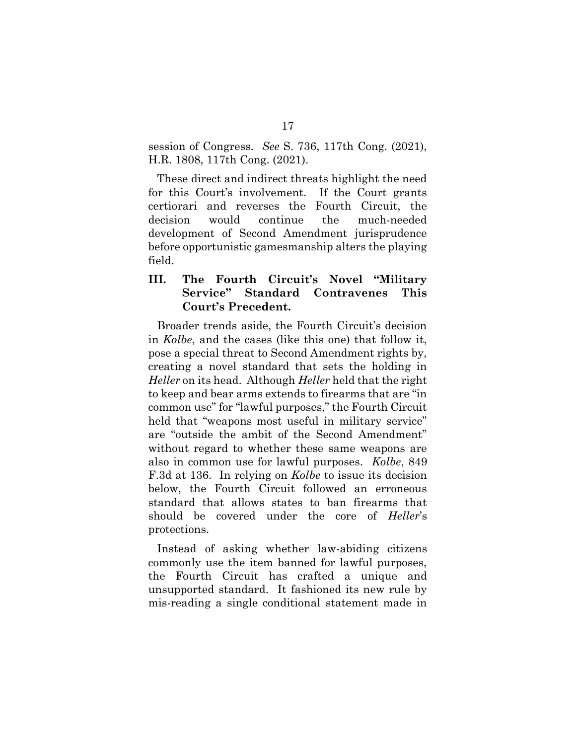session of Congress. *See* S. 736, 117th Cong. (2021), H.R. 1808, 117th Cong. (2021).

These direct and indirect threats highlight the need for this Court's involvement. If the Court grants certiorari and reverses the Fourth Circuit, the decision would continue the much-needed development of Second Amendment jurisprudence before opportunistic gamesmanship alters the playing field.

## III. The Fourth Circuit's Novel "Military Service" Standard Contravenes This Court's Precedent.

Broader trends aside, the Fourth Circuit's decision in *Kolbe*, and the cases (like this one) that follow it, pose a special threat to Second Amendment rights by, creating a novel standard that sets the holding in *Heller* on its head. Although *Heller* held that the right to keep and bear arms extends to firearms that are "in common use" for "lawful purposes," the Fourth Circuit held that "weapons most useful in military service" are "outside the ambit of the Second Amendment" without regard to whether these same weapons are also in common use for lawful purposes. *Kolbe*, 849 F.3d at 136. In relying on *Kolbe* to issue its decision below, the Fourth Circuit followed an erroneous standard that allows states to ban firearms that should be covered under the core of *Heller*'s protections.

Instead of asking whether law-abiding citizens commonly use the item banned for lawful purposes, the Fourth Circuit has crafted a unique and unsupported standard. It fashioned its new rule by mis-reading a single conditional statement made in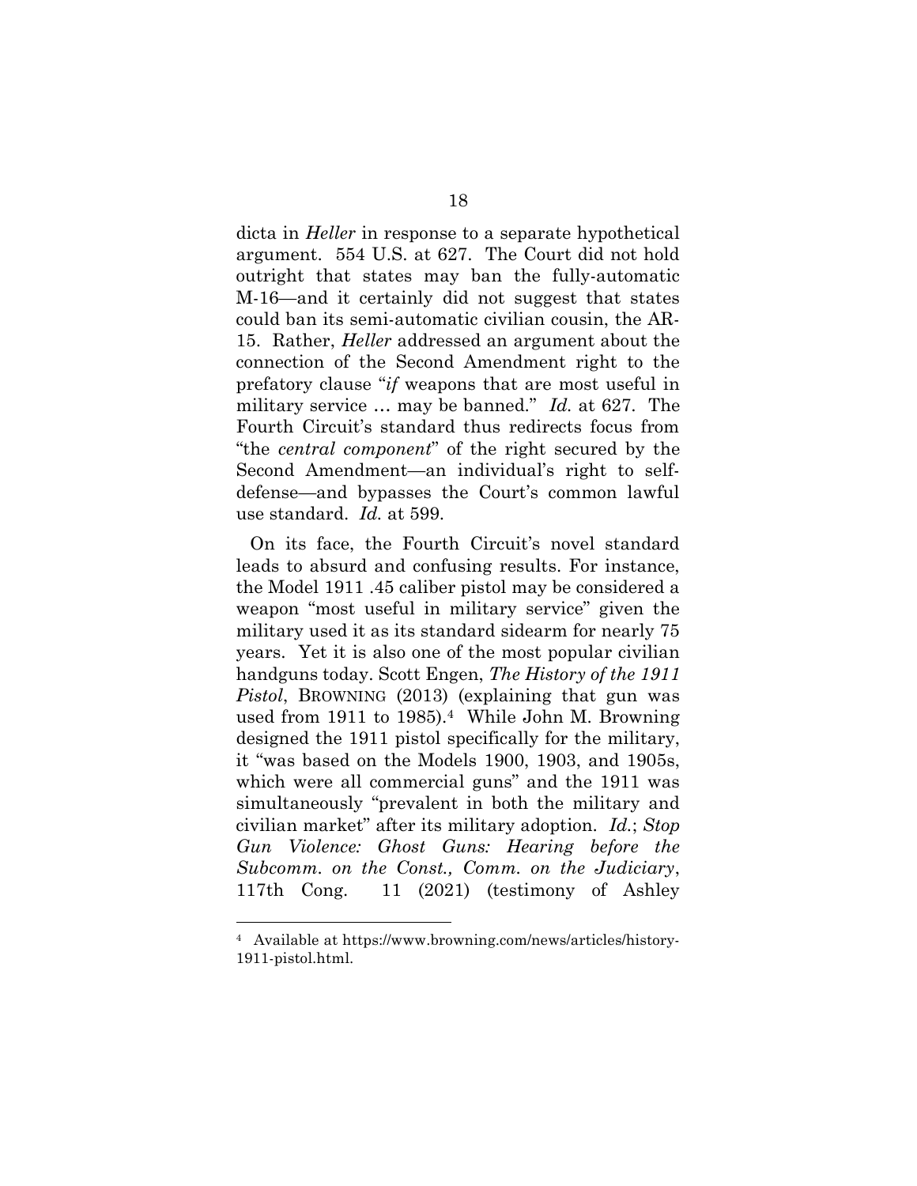dicta in *Heller* in response to a separate hypothetical argument. 554 U.S. at 627. The Court did not hold outright that states may ban the fully-automatic M-16—and it certainly did not suggest that states could ban its semi-automatic civilian cousin, the AR-15. Rather, *Heller* addressed an argument about the connection of the Second Amendment right to the prefatory clause "*if* weapons that are most useful in military service … may be banned." *Id.* at 627. The Fourth Circuit's standard thus redirects focus from "the *central component*" of the right secured by the Second Amendment—an individual's right to self-defense—and bypasses the Court's common lawful use standard. *Id.* at 599.

On its face, the Fourth Circuit's novel standard leads to absurd and confusing results. For instance, the Model 1911 .45 caliber pistol may be considered a weapon "most useful in military service" given the military used it as its standard sidearm for nearly 75 years. Yet it is also one of the most popular civilian handguns today. Scott Engen, *The History of the 1911 Pistol*, BROWNING (2013) (explaining that gun was used from 1911 to 1985).[4] While John M. Browning designed the 1911 pistol specifically for the military, it "was based on the Models 1900, 1903, and 1905s, which were all commercial guns" and the 1911 was simultaneously "prevalent in both the military and civilian market" after its military adoption. *Id.*; *Stop Gun Violence: Ghost Guns: Hearing before the Subcomm. on the Const., Comm. on the Judiciary*, 117th Cong. 11 (2021) (testimony of Ashley

---

[4] Available at https://www.browning.com/news/articles/history-1911-pistol.html.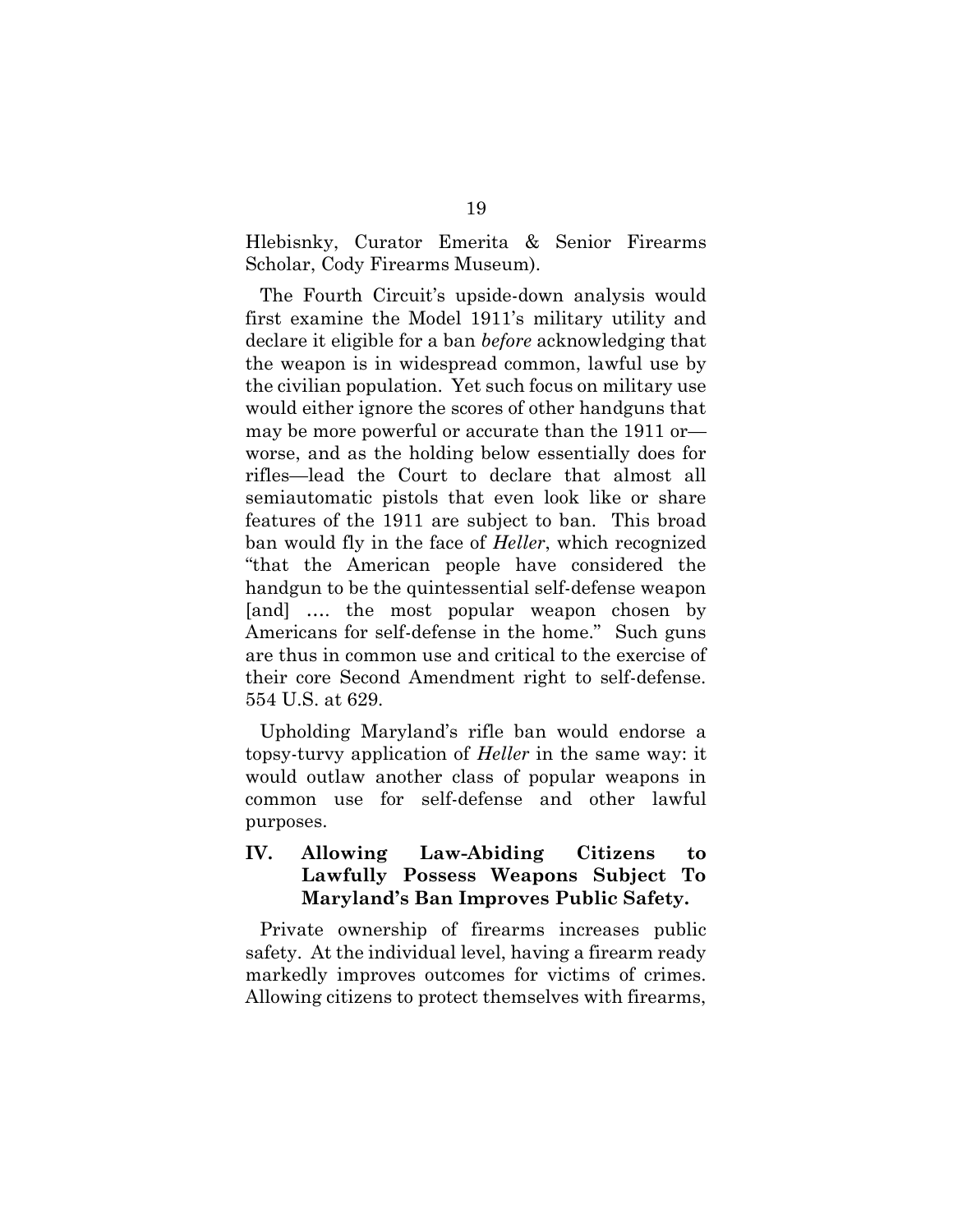Hlebisnky, Curator Emerita & Senior Firearms Scholar, Cody Firearms Museum).

The Fourth Circuit's upside-down analysis would first examine the Model 1911's military utility and declare it eligible for a ban *before* acknowledging that the weapon is in widespread common, lawful use by the civilian population. Yet such focus on military use would either ignore the scores of other handguns that may be more powerful or accurate than the 1911 or—worse, and as the holding below essentially does for rifles—lead the Court to declare that almost all semiautomatic pistols that even look like or share features of the 1911 are subject to ban. This broad ban would fly in the face of *Heller*, which recognized "that the American people have considered the handgun to be the quintessential self-defense weapon [and] …. the most popular weapon chosen by Americans for self-defense in the home." Such guns are thus in common use and critical to the exercise of their core Second Amendment right to self-defense. 554 U.S. at 629.

Upholding Maryland's rifle ban would endorse a topsy-turvy application of *Heller* in the same way: it would outlaw another class of popular weapons in common use for self-defense and other lawful purposes.

## IV. Allowing Law-Abiding Citizens to Lawfully Possess Weapons Subject To Maryland's Ban Improves Public Safety.

Private ownership of firearms increases public safety. At the individual level, having a firearm ready markedly improves outcomes for victims of crimes. Allowing citizens to protect themselves with firearms,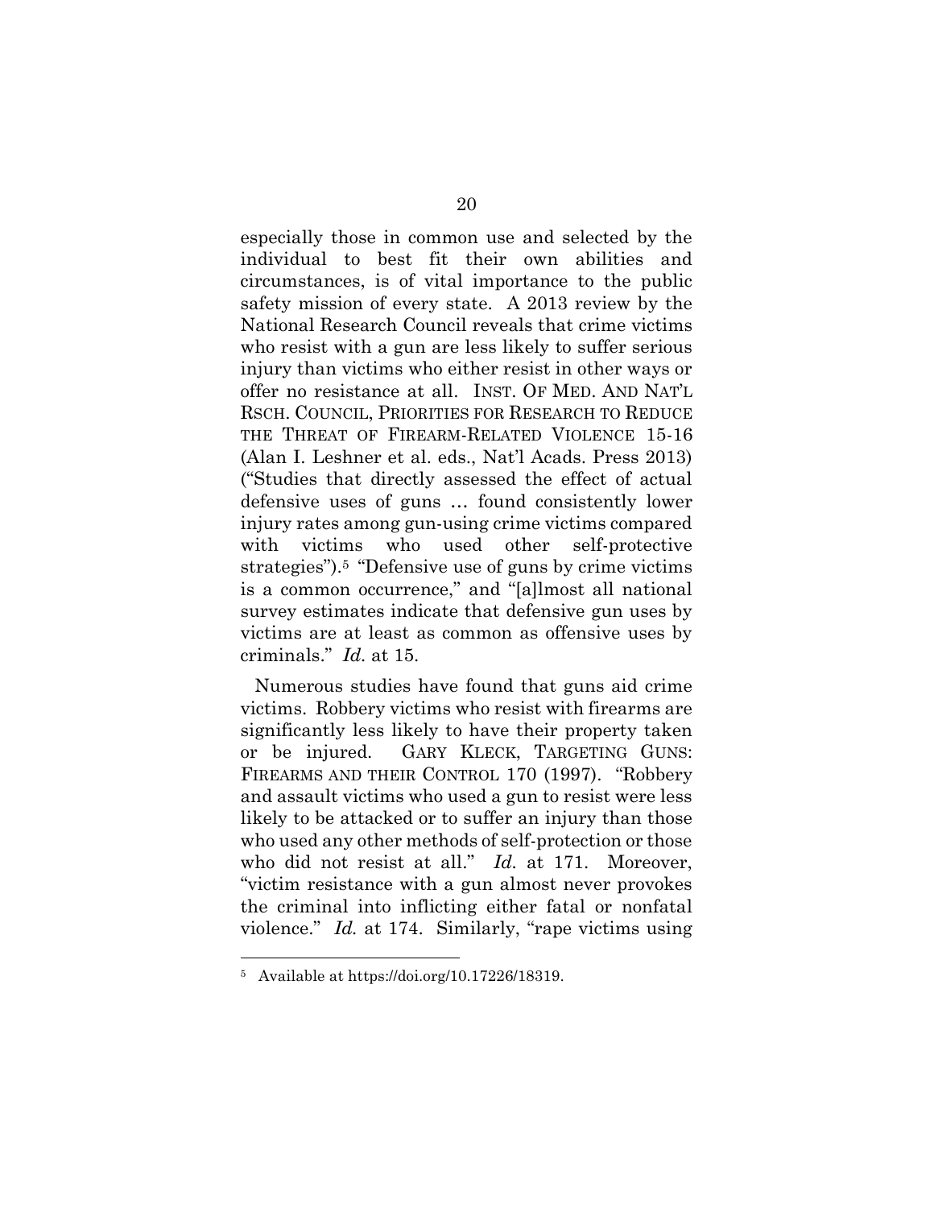especially those in common use and selected by the individual to best fit their own abilities and circumstances, is of vital importance to the public safety mission of every state. A 2013 review by the National Research Council reveals that crime victims who resist with a gun are less likely to suffer serious injury than victims who either resist in other ways or offer no resistance at all. INST. OF MED. AND NAT'L RSCH. COUNCIL, PRIORITIES FOR RESEARCH TO REDUCE THE THREAT OF FIREARM-RELATED VIOLENCE 15-16 (Alan I. Leshner et al. eds., Nat'l Acads. Press 2013) ("Studies that directly assessed the effect of actual defensive uses of guns … found consistently lower injury rates among gun-using crime victims compared with victims who used other self-protective strategies").[5] "Defensive use of guns by crime victims is a common occurrence," and "[a]lmost all national survey estimates indicate that defensive gun uses by victims are at least as common as offensive uses by criminals." *Id.* at 15.

Numerous studies have found that guns aid crime victims. Robbery victims who resist with firearms are significantly less likely to have their property taken or be injured. GARY KLECK, TARGETING GUNS: FIREARMS AND THEIR CONTROL 170 (1997). "Robbery and assault victims who used a gun to resist were less likely to be attacked or to suffer an injury than those who used any other methods of self-protection or those who did not resist at all." *Id.* at 171. Moreover, "victim resistance with a gun almost never provokes the criminal into inflicting either fatal or nonfatal violence." *Id.* at 174. Similarly, "rape victims using

---

[5] Available at https://doi.org/10.17226/18319.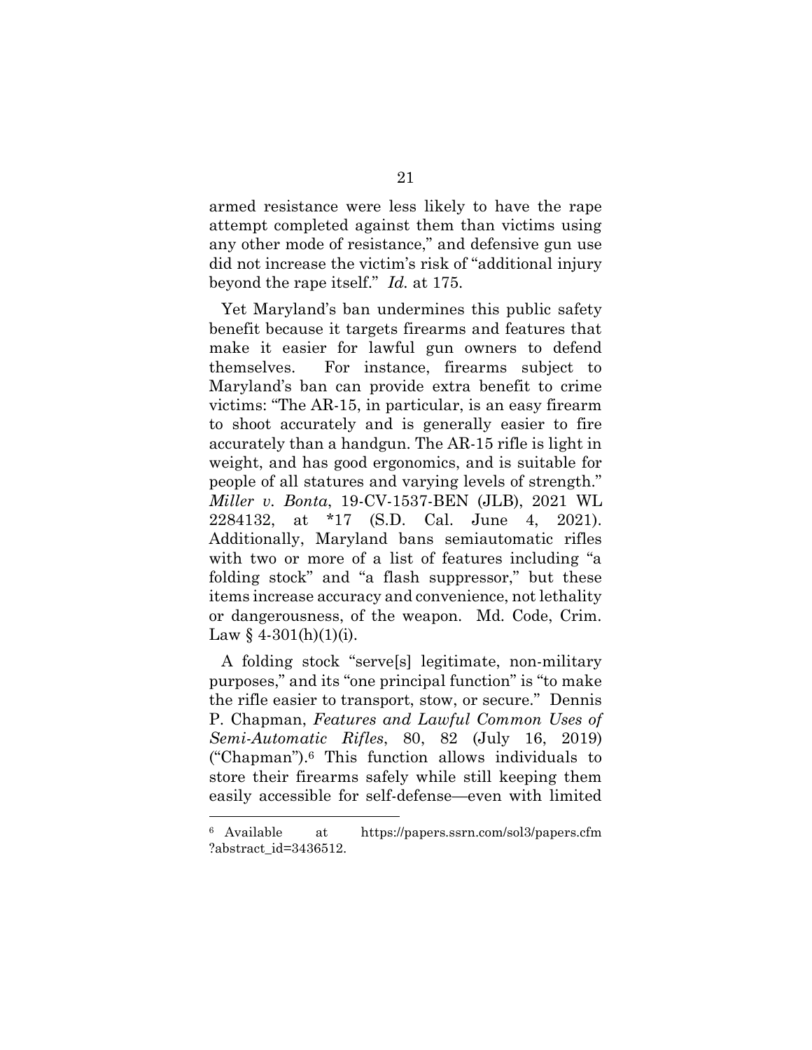armed resistance were less likely to have the rape attempt completed against them than victims using any other mode of resistance," and defensive gun use did not increase the victim's risk of "additional injury beyond the rape itself." *Id.* at 175.

Yet Maryland's ban undermines this public safety benefit because it targets firearms and features that make it easier for lawful gun owners to defend themselves. For instance, firearms subject to Maryland's ban can provide extra benefit to crime victims: "The AR-15, in particular, is an easy firearm to shoot accurately and is generally easier to fire accurately than a handgun. The AR-15 rifle is light in weight, and has good ergonomics, and is suitable for people of all statures and varying levels of strength." *Miller v. Bonta*, 19-CV-1537-BEN (JLB), 2021 WL 2284132, at *17 (S.D. Cal. June 4, 2021). Additionally, Maryland bans semiautomatic rifles with two or more of a list of features including "a folding stock" and "a flash suppressor," but these items increase accuracy and convenience, not lethality or dangerousness, of the weapon. Md. Code, Crim. Law § 4-301(h)(1)(i).

A folding stock "serve[s] legitimate, non-military purposes," and its "one principal function" is "to make the rifle easier to transport, stow, or secure." Dennis P. Chapman, *Features and Lawful Common Uses of Semi-Automatic Rifles*, 80, 82 (July 16, 2019) ("Chapman").[6] This function allows individuals to store their firearms safely while still keeping them easily accessible for self-defense—even with limited

[6] Available at https://papers.ssrn.com/sol3/papers.cfm?abstract_id=3436512.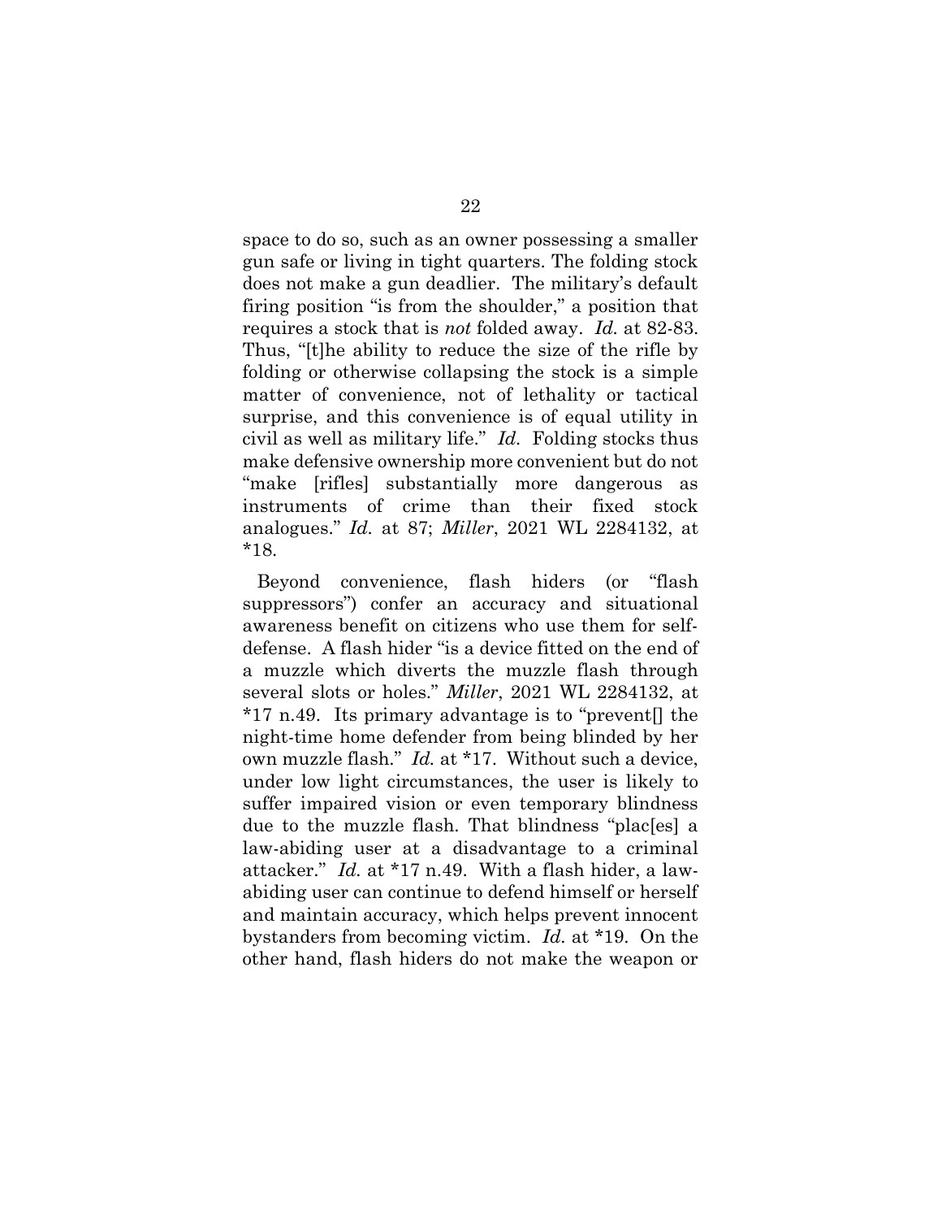space to do so, such as an owner possessing a smaller gun safe or living in tight quarters. The folding stock does not make a gun deadlier. The military's default firing position "is from the shoulder," a position that requires a stock that is *not* folded away. *Id.* at 82-83. Thus, "[t]he ability to reduce the size of the rifle by folding or otherwise collapsing the stock is a simple matter of convenience, not of lethality or tactical surprise, and this convenience is of equal utility in civil as well as military life." *Id.* Folding stocks thus make defensive ownership more convenient but do not "make [rifles] substantially more dangerous as instruments of crime than their fixed stock analogues." *Id.* at 87; *Miller*, 2021 WL 2284132, at *18.

Beyond convenience, flash hiders (or "flash suppressors") confer an accuracy and situational awareness benefit on citizens who use them for self-defense. A flash hider "is a device fitted on the end of a muzzle which diverts the muzzle flash through several slots or holes." *Miller*, 2021 WL 2284132, at *17 n.49. Its primary advantage is to "prevent[] the night-time home defender from being blinded by her own muzzle flash." *Id.* at *17. Without such a device, under low light circumstances, the user is likely to suffer impaired vision or even temporary blindness due to the muzzle flash. That blindness "plac[es] a law-abiding user at a disadvantage to a criminal attacker." *Id.* at *17 n.49. With a flash hider, a law-abiding user can continue to defend himself or herself and maintain accuracy, which helps prevent innocent bystanders from becoming victim. *Id.* at *19. On the other hand, flash hiders do not make the weapon or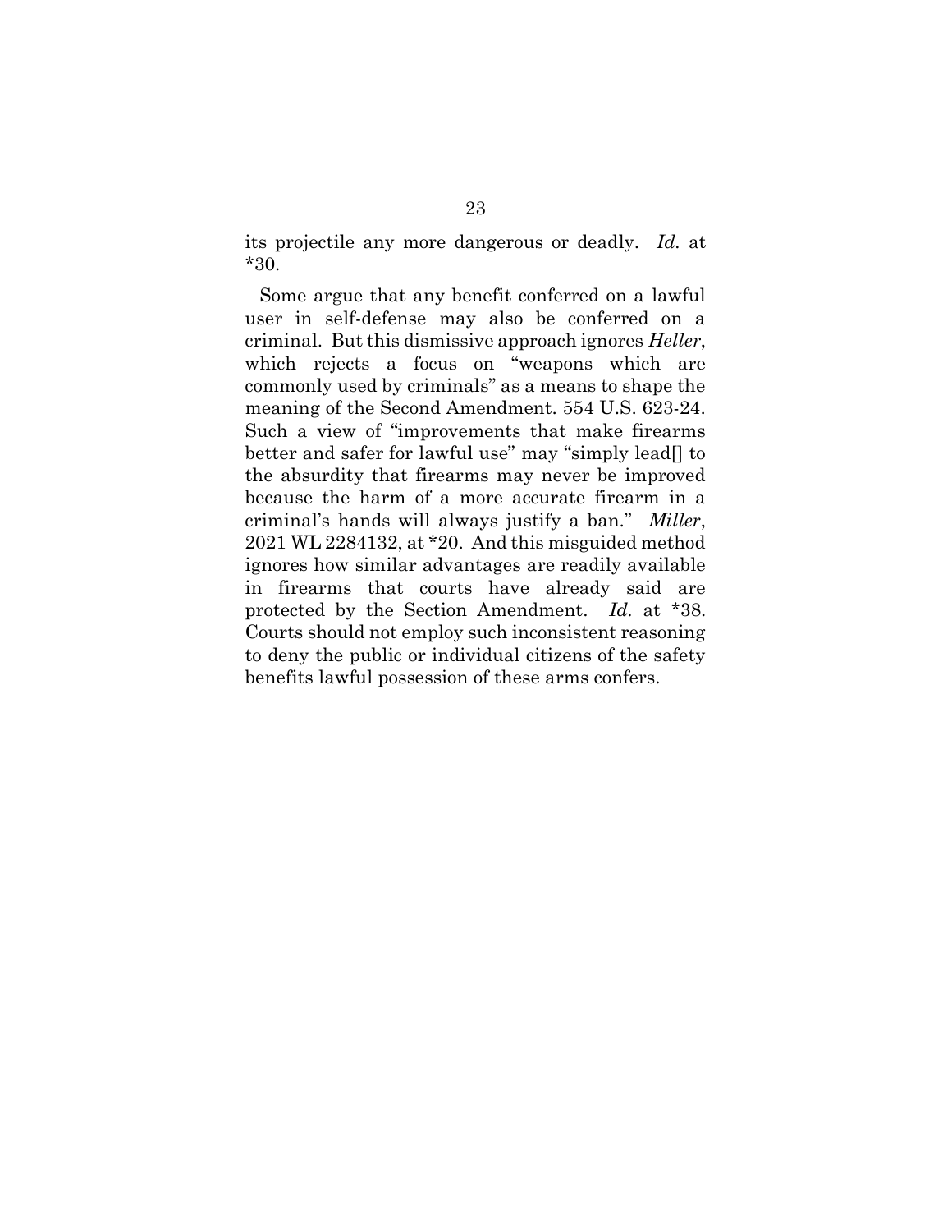its projectile any more dangerous or deadly. *Id.* at *30.

Some argue that any benefit conferred on a lawful user in self-defense may also be conferred on a criminal. But this dismissive approach ignores *Heller*, which rejects a focus on "weapons which are commonly used by criminals" as a means to shape the meaning of the Second Amendment. 554 U.S. 623-24. Such a view of "improvements that make firearms better and safer for lawful use" may "simply lead[] to the absurdity that firearms may never be improved because the harm of a more accurate firearm in a criminal's hands will always justify a ban." *Miller*, 2021 WL 2284132, at *20. And this misguided method ignores how similar advantages are readily available in firearms that courts have already said are protected by the Section Amendment. *Id.* at *38. Courts should not employ such inconsistent reasoning to deny the public or individual citizens of the safety benefits lawful possession of these arms confers.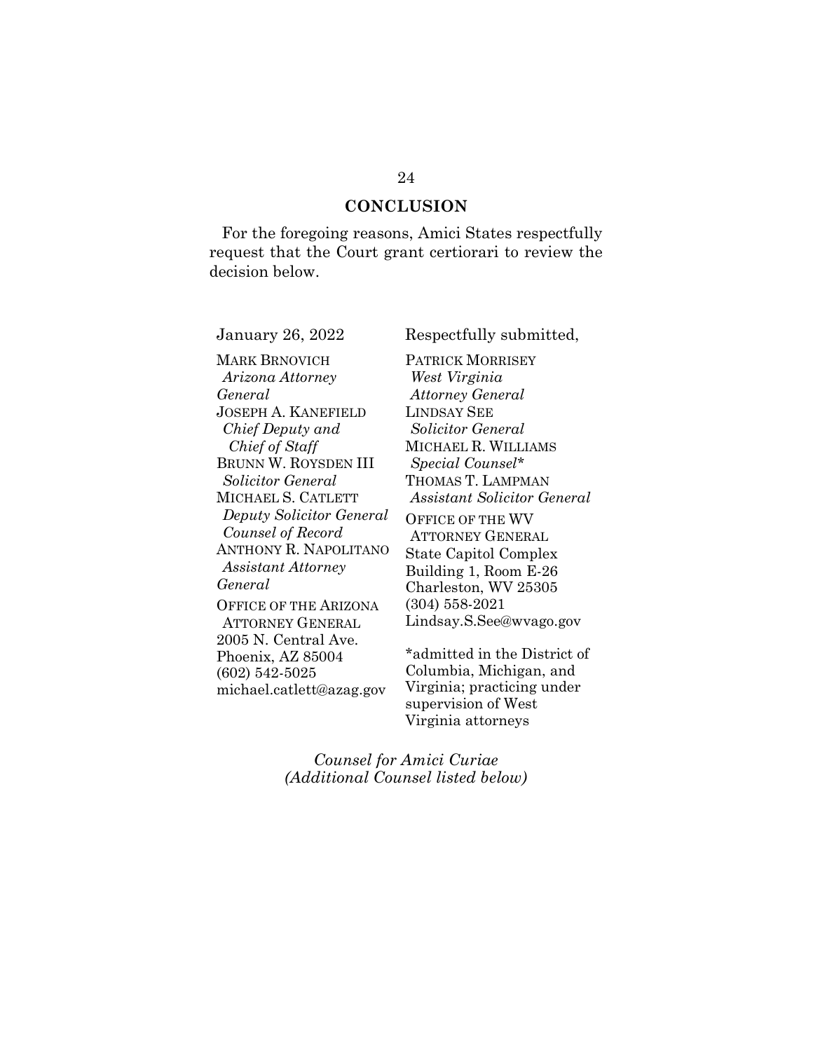## CONCLUSION

For the foregoing reasons, Amici States respectfully request that the Court grant certiorari to review the decision below.

January 26, 2022

Respectfully submitted,

MARK BRNOVICH
*Arizona Attorney General*
JOSEPH A. KANEFIELD
*Chief Deputy and Chief of Staff*
BRUNN W. ROYSDEN III
*Solicitor General*
MICHAEL S. CATLETT
*Deputy Solicitor General*
*Counsel of Record*
ANTHONY R. NAPOLITANO
*Assistant Attorney General*
OFFICE OF THE ARIZONA ATTORNEY GENERAL
2005 N. Central Ave.
Phoenix, AZ 85004
(602) 542-5025
michael.catlett@azag.gov

PATRICK MORRISEY
*West Virginia Attorney General*
LINDSAY SEE
*Solicitor General*
MICHAEL R. WILLIAMS
*Special Counsel**
THOMAS T. LAMPMAN
*Assistant Solicitor General*
OFFICE OF THE WV ATTORNEY GENERAL
State Capitol Complex
Building 1, Room E-26
Charleston, WV 25305
(304) 558-2021
Lindsay.S.See@wvago.gov

*admitted in the District of Columbia, Michigan, and Virginia; practicing under supervision of West Virginia attorneys

*Counsel for Amici Curiae*
*(Additional Counsel listed below)*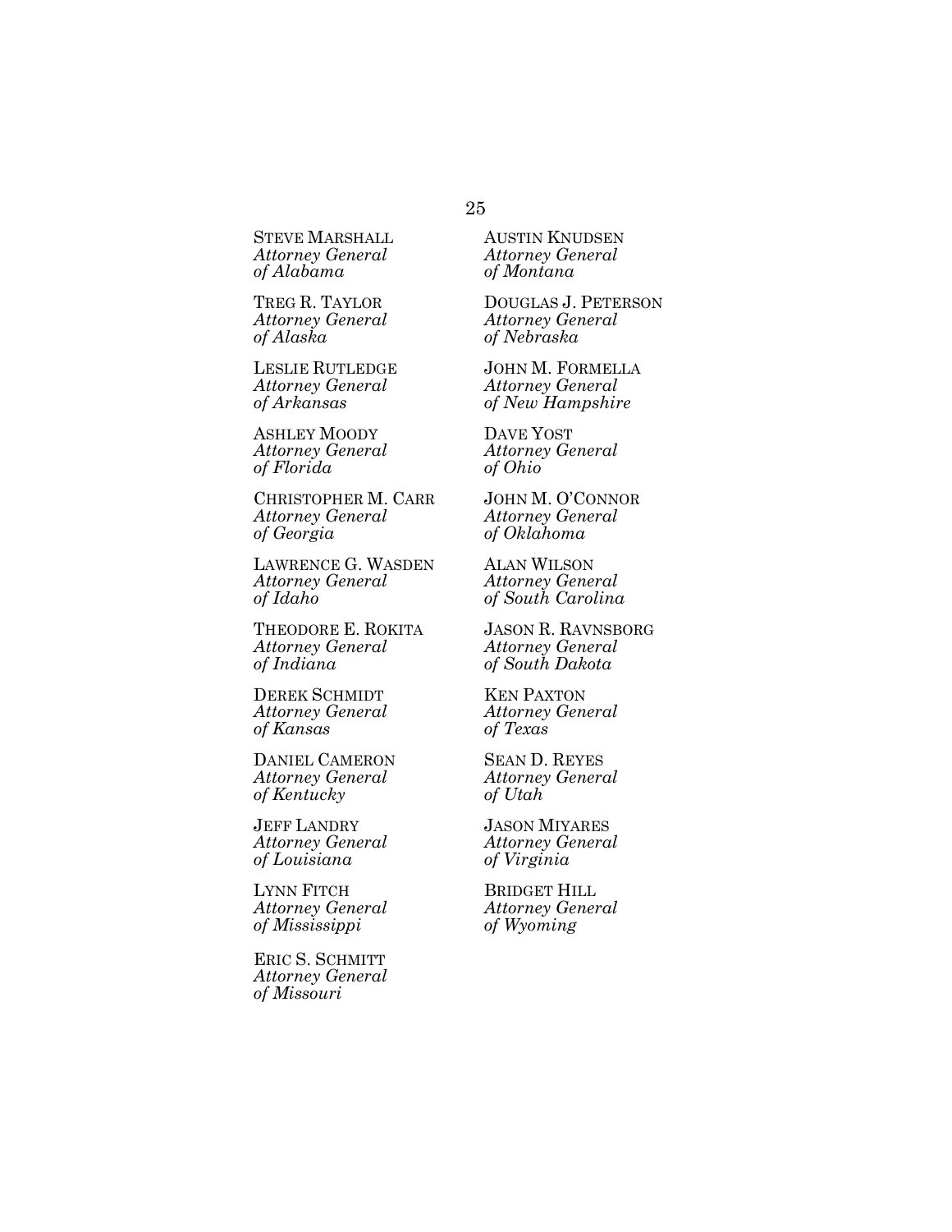STEVE MARSHALL
*Attorney General*
*of Alabama*

TREG R. TAYLOR
*Attorney General*
*of Alaska*

LESLIE RUTLEDGE
*Attorney General*
*of Arkansas*

ASHLEY MOODY
*Attorney General*
*of Florida*

CHRISTOPHER M. CARR
*Attorney General*
*of Georgia*

LAWRENCE G. WASDEN
*Attorney General*
*of Idaho*

THEODORE E. ROKITA
*Attorney General*
*of Indiana*

DEREK SCHMIDT
*Attorney General*
*of Kansas*

DANIEL CAMERON
*Attorney General*
*of Kentucky*

JEFF LANDRY
*Attorney General*
*of Louisiana*

LYNN FITCH
*Attorney General*
*of Mississippi*

ERIC S. SCHMITT
*Attorney General*
*of Missouri*

AUSTIN KNUDSEN
*Attorney General*
*of Montana*

DOUGLAS J. PETERSON
*Attorney General*
*of Nebraska*

JOHN M. FORMELLA
*Attorney General*
*of New Hampshire*

DAVE YOST
*Attorney General*
*of Ohio*

JOHN M. O'CONNOR
*Attorney General*
*of Oklahoma*

ALAN WILSON
*Attorney General*
*of South Carolina*

JASON R. RAVNSBORG
*Attorney General*
*of South Dakota*

KEN PAXTON
*Attorney General*
*of Texas*

SEAN D. REYES
*Attorney General*
*of Utah*

JASON MIYARES
*Attorney General*
*of Virginia*

BRIDGET HILL
*Attorney General*
*of Wyoming*